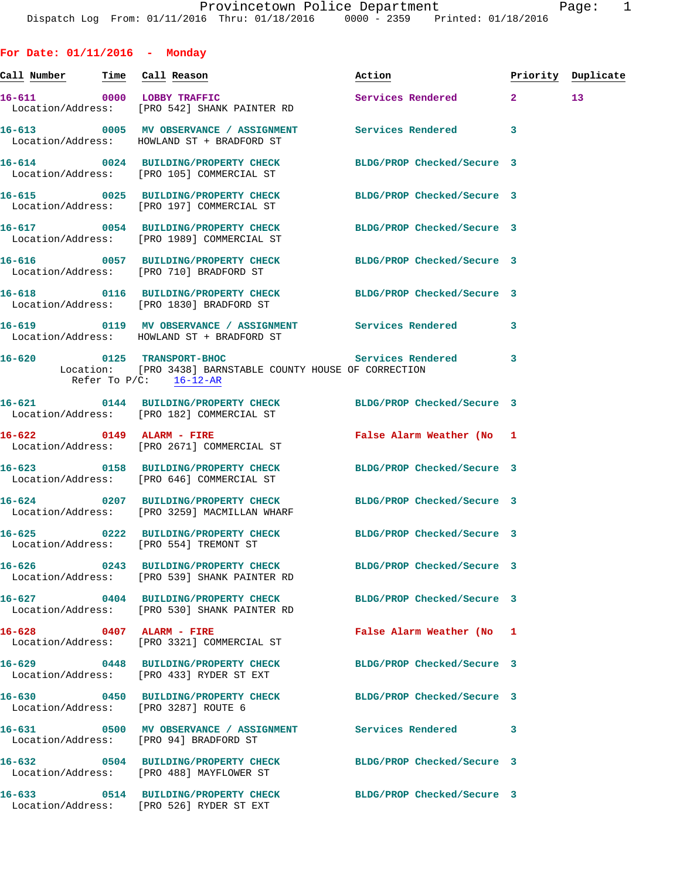Provincetown Police Department
Dispatch Log From: 01/11/2016 Thru: 01/18/2016 0000 - 2359 Printed: 01/18/2016

## For Date: 01/11/2016 - Monday

| Call Number | Time | Call Reason | Action | Priority | Duplicate |
|---|---|---|---|---|---|
| 16-611 | 0000 | LOBBY TRAFFIC | Services Rendered | 2 | 13 |
| Location/Address: | | [PRO 542] SHANK PAINTER RD | | | |
| 16-613 | 0005 | MV OBSERVANCE / ASSIGNMENT | Services Rendered | 3 | |
| Location/Address: | | HOWLAND ST + BRADFORD ST | | | |
| 16-614 | 0024 | BUILDING/PROPERTY CHECK | BLDG/PROP Checked/Secure | 3 | |
| Location/Address: | | [PRO 105] COMMERCIAL ST | | | |
| 16-615 | 0025 | BUILDING/PROPERTY CHECK | BLDG/PROP Checked/Secure | 3 | |
| Location/Address: | | [PRO 197] COMMERCIAL ST | | | |
| 16-617 | 0054 | BUILDING/PROPERTY CHECK | BLDG/PROP Checked/Secure | 3 | |
| Location/Address: | | [PRO 1989] COMMERCIAL ST | | | |
| 16-616 | 0057 | BUILDING/PROPERTY CHECK | BLDG/PROP Checked/Secure | 3 | |
| Location/Address: | | [PRO 710] BRADFORD ST | | | |
| 16-618 | 0116 | BUILDING/PROPERTY CHECK | BLDG/PROP Checked/Secure | 3 | |
| Location/Address: | | [PRO 1830] BRADFORD ST | | | |
| 16-619 | 0119 | MV OBSERVANCE / ASSIGNMENT | Services Rendered | 3 | |
| Location/Address: | | HOWLAND ST + BRADFORD ST | | | |
| 16-620 | 0125 | TRANSPORT-BHOC | Services Rendered | 3 | |
| Location: | | [PRO 3438] BARNSTABLE COUNTY HOUSE OF CORRECTION | | | |
| Refer To P/C: | | 16-12-AR | | | |
| 16-621 | 0144 | BUILDING/PROPERTY CHECK | BLDG/PROP Checked/Secure | 3 | |
| Location/Address: | | [PRO 182] COMMERCIAL ST | | | |
| 16-622 | 0149 | ALARM - FIRE | False Alarm Weather (No | 1 | |
| Location/Address: | | [PRO 2671] COMMERCIAL ST | | | |
| 16-623 | 0158 | BUILDING/PROPERTY CHECK | BLDG/PROP Checked/Secure | 3 | |
| Location/Address: | | [PRO 646] COMMERCIAL ST | | | |
| 16-624 | 0207 | BUILDING/PROPERTY CHECK | BLDG/PROP Checked/Secure | 3 | |
| Location/Address: | | [PRO 3259] MACMILLAN WHARF | | | |
| 16-625 | 0222 | BUILDING/PROPERTY CHECK | BLDG/PROP Checked/Secure | 3 | |
| Location/Address: | | [PRO 554] TREMONT ST | | | |
| 16-626 | 0243 | BUILDING/PROPERTY CHECK | BLDG/PROP Checked/Secure | 3 | |
| Location/Address: | | [PRO 539] SHANK PAINTER RD | | | |
| 16-627 | 0404 | BUILDING/PROPERTY CHECK | BLDG/PROP Checked/Secure | 3 | |
| Location/Address: | | [PRO 530] SHANK PAINTER RD | | | |
| 16-628 | 0407 | ALARM - FIRE | False Alarm Weather (No | 1 | |
| Location/Address: | | [PRO 3321] COMMERCIAL ST | | | |
| 16-629 | 0448 | BUILDING/PROPERTY CHECK | BLDG/PROP Checked/Secure | 3 | |
| Location/Address: | | [PRO 433] RYDER ST EXT | | | |
| 16-630 | 0450 | BUILDING/PROPERTY CHECK | BLDG/PROP Checked/Secure | 3 | |
| Location/Address: | | [PRO 3287] ROUTE 6 | | | |
| 16-631 | 0500 | MV OBSERVANCE / ASSIGNMENT | Services Rendered | 3 | |
| Location/Address: | | [PRO 94] BRADFORD ST | | | |
| 16-632 | 0504 | BUILDING/PROPERTY CHECK | BLDG/PROP Checked/Secure | 3 | |
| Location/Address: | | [PRO 488] MAYFLOWER ST | | | |
| 16-633 | 0514 | BUILDING/PROPERTY CHECK | BLDG/PROP Checked/Secure | 3 | |
| Location/Address: | | [PRO 526] RYDER ST EXT | | | |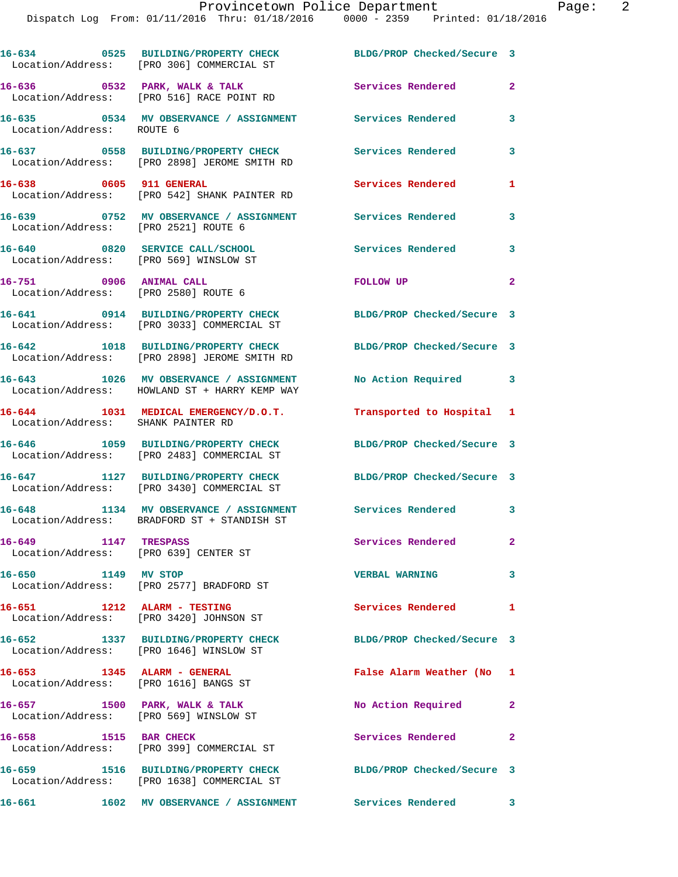16-634 0525 BUILDING/PROPERTY CHECK BLDG/PROP Checked/Secure 3
Location/Address: [PRO 306] COMMERCIAL ST

16-636 0532 PARK, WALK & TALK Services Rendered 2
Location/Address: [PRO 516] RACE POINT RD

16-635 0534 MV OBSERVANCE / ASSIGNMENT Services Rendered 3
Location/Address: ROUTE 6

16-637 0558 BUILDING/PROPERTY CHECK Services Rendered 3
Location/Address: [PRO 2898] JEROME SMITH RD

16-638 0605 911 GENERAL Services Rendered 1
Location/Address: [PRO 542] SHANK PAINTER RD

16-639 0752 MV OBSERVANCE / ASSIGNMENT Services Rendered 3
Location/Address: [PRO 2521] ROUTE 6

16-640 0820 SERVICE CALL/SCHOOL Services Rendered 3
Location/Address: [PRO 569] WINSLOW ST

16-751 0906 ANIMAL CALL FOLLOW UP 2
Location/Address: [PRO 2580] ROUTE 6

16-641 0914 BUILDING/PROPERTY CHECK BLDG/PROP Checked/Secure 3
Location/Address: [PRO 3033] COMMERCIAL ST

16-642 1018 BUILDING/PROPERTY CHECK BLDG/PROP Checked/Secure 3
Location/Address: [PRO 2898] JEROME SMITH RD

16-643 1026 MV OBSERVANCE / ASSIGNMENT No Action Required 3
Location/Address: HOWLAND ST + HARRY KEMP WAY

16-644 1031 MEDICAL EMERGENCY/D.O.T. Transported to Hospital 1
Location/Address: SHANK PAINTER RD

16-646 1059 BUILDING/PROPERTY CHECK BLDG/PROP Checked/Secure 3
Location/Address: [PRO 2483] COMMERCIAL ST

16-647 1127 BUILDING/PROPERTY CHECK BLDG/PROP Checked/Secure 3
Location/Address: [PRO 3430] COMMERCIAL ST

16-648 1134 MV OBSERVANCE / ASSIGNMENT Services Rendered 3
Location/Address: BRADFORD ST + STANDISH ST

16-649 1147 TRESPASS Services Rendered 2
Location/Address: [PRO 639] CENTER ST

16-650 1149 MV STOP VERBAL WARNING 3
Location/Address: [PRO 2577] BRADFORD ST

16-651 1212 ALARM - TESTING Services Rendered 1
Location/Address: [PRO 3420] JOHNSON ST

16-652 1337 BUILDING/PROPERTY CHECK BLDG/PROP Checked/Secure 3
Location/Address: [PRO 1646] WINSLOW ST

16-653 1345 ALARM - GENERAL False Alarm Weather (No 1
Location/Address: [PRO 1616] BANGS ST

16-657 1500 PARK, WALK & TALK No Action Required 2
Location/Address: [PRO 569] WINSLOW ST

16-658 1515 BAR CHECK Services Rendered 2
Location/Address: [PRO 399] COMMERCIAL ST

16-659 1516 BUILDING/PROPERTY CHECK BLDG/PROP Checked/Secure 3
Location/Address: [PRO 1638] COMMERCIAL ST

16-661 1602 MV OBSERVANCE / ASSIGNMENT Services Rendered 3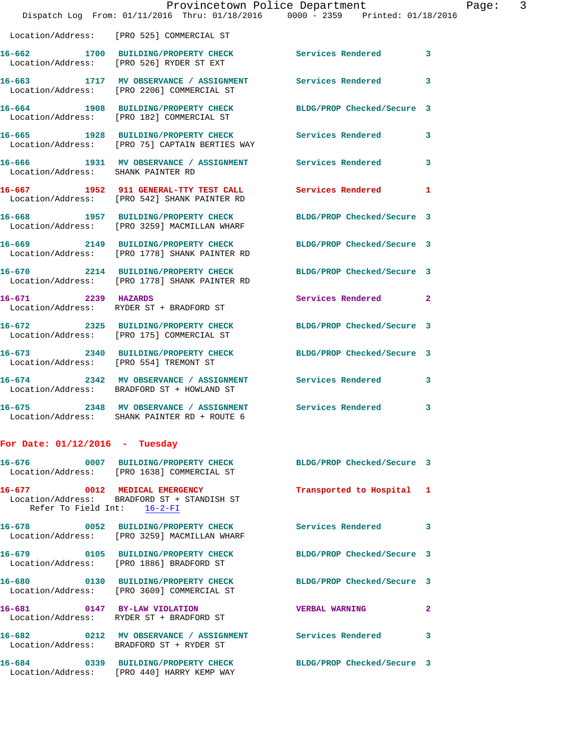Location/Address: [PRO 525] COMMERCIAL ST

**16-662** 1700 **BUILDING/PROPERTY CHECK** Services Rendered 3
Location/Address: [PRO 526] RYDER ST EXT

**16-663** 1717 **MV OBSERVANCE / ASSIGNMENT** Services Rendered 3
Location/Address: [PRO 2206] COMMERCIAL ST

**16-664** 1908 **BUILDING/PROPERTY CHECK** BLDG/PROP Checked/Secure 3
Location/Address: [PRO 182] COMMERCIAL ST

**16-665** 1928 **BUILDING/PROPERTY CHECK** Services Rendered 3
Location/Address: [PRO 75] CAPTAIN BERTIES WAY

**16-666** 1931 **MV OBSERVANCE / ASSIGNMENT** Services Rendered 3
Location/Address: SHANK PAINTER RD

**16-667** 1952 **911 GENERAL-TTY TEST CALL** Services Rendered 1
Location/Address: [PRO 542] SHANK PAINTER RD

**16-668** 1957 **BUILDING/PROPERTY CHECK** BLDG/PROP Checked/Secure 3
Location/Address: [PRO 3259] MACMILLAN WHARF

**16-669** 2149 **BUILDING/PROPERTY CHECK** BLDG/PROP Checked/Secure 3
Location/Address: [PRO 1778] SHANK PAINTER RD

**16-670** 2214 **BUILDING/PROPERTY CHECK** BLDG/PROP Checked/Secure 3
Location/Address: [PRO 1778] SHANK PAINTER RD

**16-671** 2239 **HAZARDS** Services Rendered 2
Location/Address: RYDER ST + BRADFORD ST

**16-672** 2325 **BUILDING/PROPERTY CHECK** BLDG/PROP Checked/Secure 3
Location/Address: [PRO 175] COMMERCIAL ST

**16-673** 2340 **BUILDING/PROPERTY CHECK** BLDG/PROP Checked/Secure 3
Location/Address: [PRO 554] TREMONT ST

**16-674** 2342 **MV OBSERVANCE / ASSIGNMENT** Services Rendered 3
Location/Address: BRADFORD ST + HOWLAND ST

**16-675** 2348 **MV OBSERVANCE / ASSIGNMENT** Services Rendered 3
Location/Address: SHANK PAINTER RD + ROUTE 6

## For Date: 01/12/2016 - Tuesday

**16-676** 0007 **BUILDING/PROPERTY CHECK** BLDG/PROP Checked/Secure 3
Location/Address: [PRO 1638] COMMERCIAL ST

**16-677** 0012 **MEDICAL EMERGENCY** Transported to Hospital 1
Location/Address: BRADFORD ST + STANDISH ST
Refer To Field Int: 16-2-FI

**16-678** 0052 **BUILDING/PROPERTY CHECK** Services Rendered 3
Location/Address: [PRO 3259] MACMILLAN WHARF

**16-679** 0105 **BUILDING/PROPERTY CHECK** BLDG/PROP Checked/Secure 3
Location/Address: [PRO 1886] BRADFORD ST

**16-680** 0130 **BUILDING/PROPERTY CHECK** BLDG/PROP Checked/Secure 3
Location/Address: [PRO 3609] COMMERCIAL ST

**16-681** 0147 **BY-LAW VIOLATION** VERBAL WARNING 2
Location/Address: RYDER ST + BRADFORD ST

**16-682** 0212 **MV OBSERVANCE / ASSIGNMENT** Services Rendered 3
Location/Address: BRADFORD ST + RYDER ST

**16-684** 0339 **BUILDING/PROPERTY CHECK** BLDG/PROP Checked/Secure 3
Location/Address: [PRO 440] HARRY KEMP WAY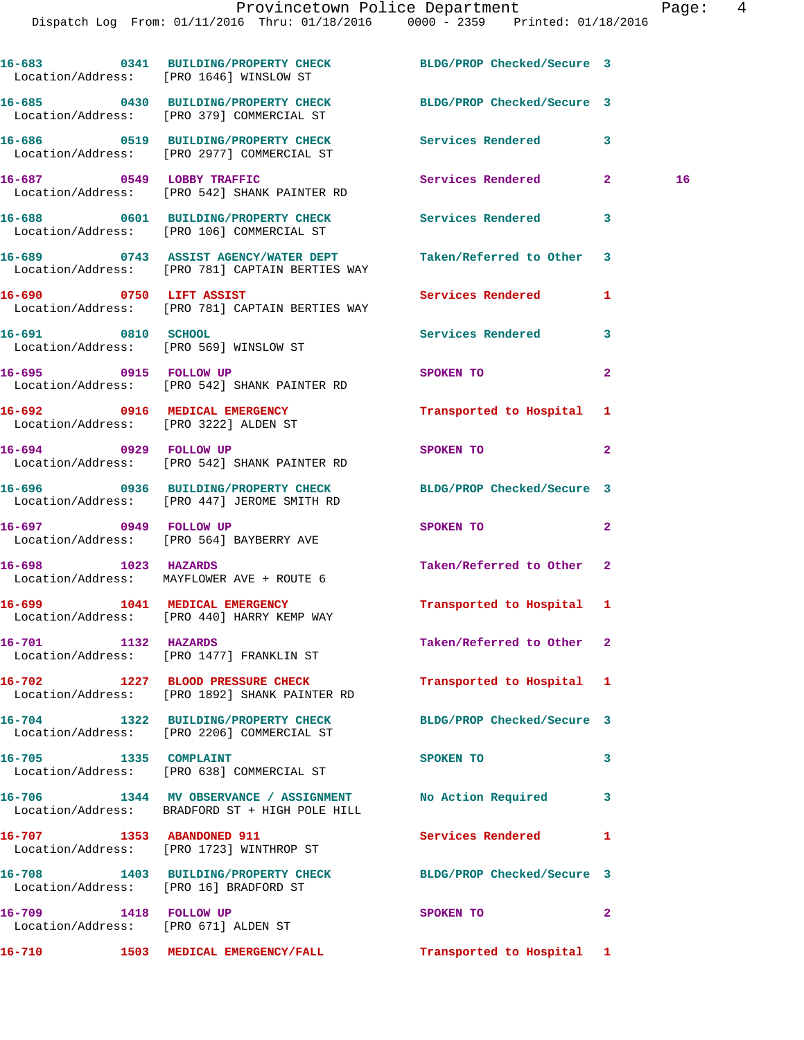16-683 0341 BUILDING/PROPERTY CHECK BLDG/PROP Checked/Secure 3
Location/Address: [PRO 1646] WINSLOW ST

16-685 0430 BUILDING/PROPERTY CHECK BLDG/PROP Checked/Secure 3
Location/Address: [PRO 379] COMMERCIAL ST

16-686 0519 BUILDING/PROPERTY CHECK Services Rendered 3
Location/Address: [PRO 2977] COMMERCIAL ST

16-687 0549 LOBBY TRAFFIC Services Rendered 2 16
Location/Address: [PRO 542] SHANK PAINTER RD

16-688 0601 BUILDING/PROPERTY CHECK Services Rendered 3
Location/Address: [PRO 106] COMMERCIAL ST

16-689 0743 ASSIST AGENCY/WATER DEPT Taken/Referred to Other 3
Location/Address: [PRO 781] CAPTAIN BERTIES WAY

16-690 0750 LIFT ASSIST Services Rendered 1
Location/Address: [PRO 781] CAPTAIN BERTIES WAY

16-691 0810 SCHOOL Services Rendered 3
Location/Address: [PRO 569] WINSLOW ST

16-695 0915 FOLLOW UP SPOKEN TO 2
Location/Address: [PRO 542] SHANK PAINTER RD

16-692 0916 MEDICAL EMERGENCY Transported to Hospital 1
Location/Address: [PRO 3222] ALDEN ST

16-694 0929 FOLLOW UP SPOKEN TO 2
Location/Address: [PRO 542] SHANK PAINTER RD

16-696 0936 BUILDING/PROPERTY CHECK BLDG/PROP Checked/Secure 3
Location/Address: [PRO 447] JEROME SMITH RD

16-697 0949 FOLLOW UP SPOKEN TO 2
Location/Address: [PRO 564] BAYBERRY AVE

16-698 1023 HAZARDS Taken/Referred to Other 2
Location/Address: MAYFLOWER AVE + ROUTE 6

16-699 1041 MEDICAL EMERGENCY Transported to Hospital 1
Location/Address: [PRO 440] HARRY KEMP WAY

16-701 1132 HAZARDS Taken/Referred to Other 2
Location/Address: [PRO 1477] FRANKLIN ST

16-702 1227 BLOOD PRESSURE CHECK Transported to Hospital 1
Location/Address: [PRO 1892] SHANK PAINTER RD

16-704 1322 BUILDING/PROPERTY CHECK BLDG/PROP Checked/Secure 3
Location/Address: [PRO 2206] COMMERCIAL ST

16-705 1335 COMPLAINT SPOKEN TO 3
Location/Address: [PRO 638] COMMERCIAL ST

16-706 1344 MV OBSERVANCE / ASSIGNMENT No Action Required 3
Location/Address: BRADFORD ST + HIGH POLE HILL

16-707 1353 ABANDONED 911 Services Rendered 1
Location/Address: [PRO 1723] WINTHROP ST

16-708 1403 BUILDING/PROPERTY CHECK BLDG/PROP Checked/Secure 3
Location/Address: [PRO 16] BRADFORD ST

16-709 1418 FOLLOW UP SPOKEN TO 2
Location/Address: [PRO 671] ALDEN ST

16-710 1503 MEDICAL EMERGENCY/FALL Transported to Hospital 1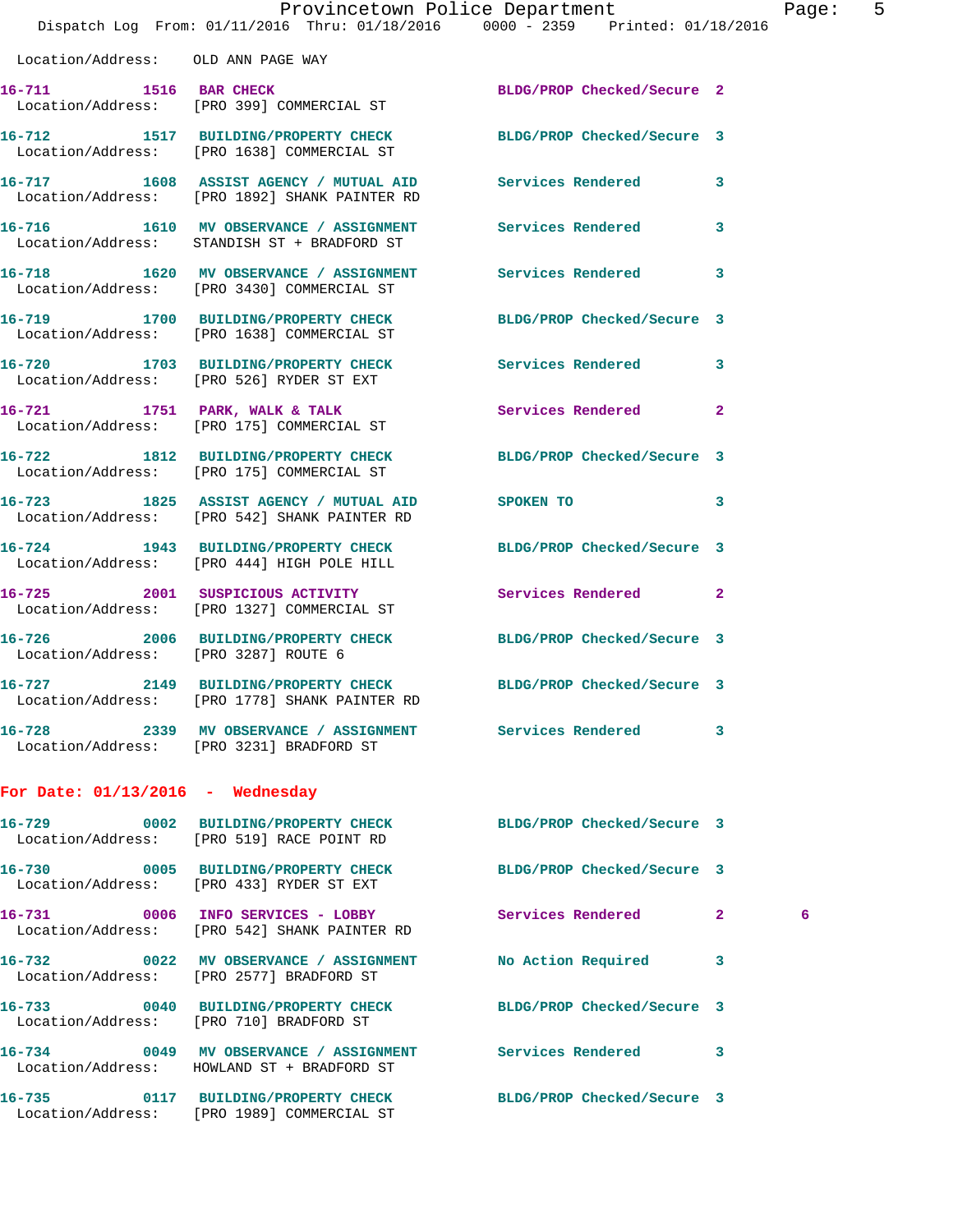Location/Address: OLD ANN PAGE WAY

**16-711** 1516 **BAR CHECK** BLDG/PROP Checked/Secure 2
Location/Address: [PRO 399] COMMERCIAL ST

**16-712** 1517 **BUILDING/PROPERTY CHECK** BLDG/PROP Checked/Secure 3
Location/Address: [PRO 1638] COMMERCIAL ST

**16-717** 1608 **ASSIST AGENCY / MUTUAL AID** Services Rendered 3
Location/Address: [PRO 1892] SHANK PAINTER RD

**16-716** 1610 **MV OBSERVANCE / ASSIGNMENT** Services Rendered 3
Location/Address: STANDISH ST + BRADFORD ST

**16-718** 1620 **MV OBSERVANCE / ASSIGNMENT** Services Rendered 3
Location/Address: [PRO 3430] COMMERCIAL ST

**16-719** 1700 **BUILDING/PROPERTY CHECK** BLDG/PROP Checked/Secure 3
Location/Address: [PRO 1638] COMMERCIAL ST

**16-720** 1703 **BUILDING/PROPERTY CHECK** Services Rendered 3
Location/Address: [PRO 526] RYDER ST EXT

**16-721** 1751 **PARK, WALK & TALK** Services Rendered 2
Location/Address: [PRO 175] COMMERCIAL ST

**16-722** 1812 **BUILDING/PROPERTY CHECK** BLDG/PROP Checked/Secure 3
Location/Address: [PRO 175] COMMERCIAL ST

**16-723** 1825 **ASSIST AGENCY / MUTUAL AID** SPOKEN TO 3
Location/Address: [PRO 542] SHANK PAINTER RD

**16-724** 1943 **BUILDING/PROPERTY CHECK** BLDG/PROP Checked/Secure 3
Location/Address: [PRO 444] HIGH POLE HILL

**16-725** 2001 **SUSPICIOUS ACTIVITY** Services Rendered 2
Location/Address: [PRO 1327] COMMERCIAL ST

**16-726** 2006 **BUILDING/PROPERTY CHECK** BLDG/PROP Checked/Secure 3
Location/Address: [PRO 3287] ROUTE 6

**16-727** 2149 **BUILDING/PROPERTY CHECK** BLDG/PROP Checked/Secure 3
Location/Address: [PRO 1778] SHANK PAINTER RD

**16-728** 2339 **MV OBSERVANCE / ASSIGNMENT** Services Rendered 3
Location/Address: [PRO 3231] BRADFORD ST

## For Date: 01/13/2016 - Wednesday

**16-729** 0002 **BUILDING/PROPERTY CHECK** BLDG/PROP Checked/Secure 3
Location/Address: [PRO 519] RACE POINT RD

**16-730** 0005 **BUILDING/PROPERTY CHECK** BLDG/PROP Checked/Secure 3
Location/Address: [PRO 433] RYDER ST EXT

**16-731** 0006 **INFO SERVICES - LOBBY** Services Rendered 2 6
Location/Address: [PRO 542] SHANK PAINTER RD

**16-732** 0022 **MV OBSERVANCE / ASSIGNMENT** No Action Required 3
Location/Address: [PRO 2577] BRADFORD ST

**16-733** 0040 **BUILDING/PROPERTY CHECK** BLDG/PROP Checked/Secure 3
Location/Address: [PRO 710] BRADFORD ST

**16-734** 0049 **MV OBSERVANCE / ASSIGNMENT** Services Rendered 3
Location/Address: HOWLAND ST + BRADFORD ST

**16-735** 0117 **BUILDING/PROPERTY CHECK** BLDG/PROP Checked/Secure 3
Location/Address: [PRO 1989] COMMERCIAL ST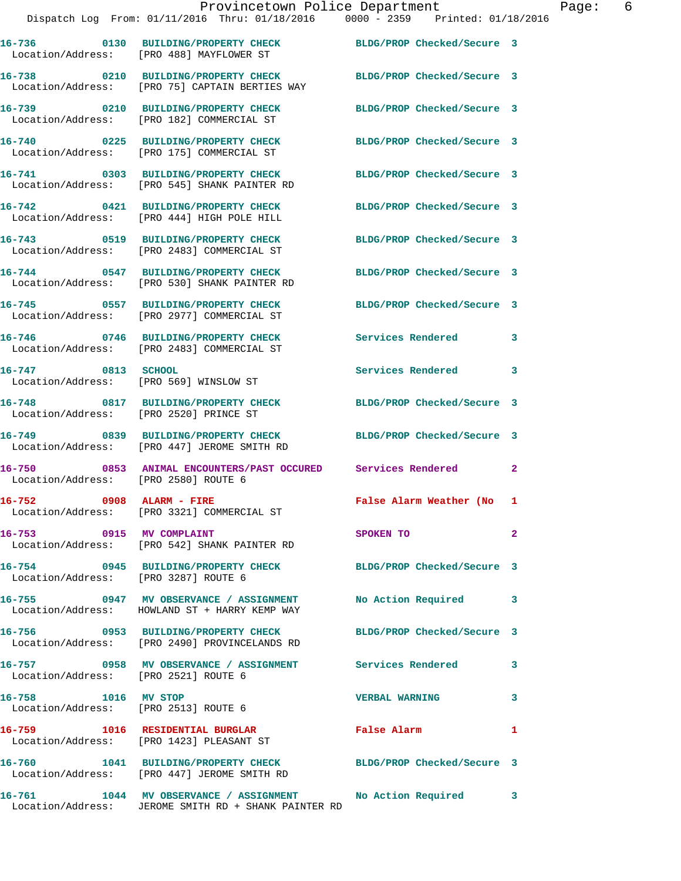16-736 0130 BUILDING/PROPERTY CHECK BLDG/PROP Checked/Secure 3
Location/Address: [PRO 488] MAYFLOWER ST

16-738 0210 BUILDING/PROPERTY CHECK BLDG/PROP Checked/Secure 3
Location/Address: [PRO 75] CAPTAIN BERTIES WAY

16-739 0210 BUILDING/PROPERTY CHECK BLDG/PROP Checked/Secure 3
Location/Address: [PRO 182] COMMERCIAL ST

16-740 0225 BUILDING/PROPERTY CHECK BLDG/PROP Checked/Secure 3
Location/Address: [PRO 175] COMMERCIAL ST

16-741 0303 BUILDING/PROPERTY CHECK BLDG/PROP Checked/Secure 3
Location/Address: [PRO 545] SHANK PAINTER RD

16-742 0421 BUILDING/PROPERTY CHECK BLDG/PROP Checked/Secure 3
Location/Address: [PRO 444] HIGH POLE HILL

16-743 0519 BUILDING/PROPERTY CHECK BLDG/PROP Checked/Secure 3
Location/Address: [PRO 2483] COMMERCIAL ST

16-744 0547 BUILDING/PROPERTY CHECK BLDG/PROP Checked/Secure 3
Location/Address: [PRO 530] SHANK PAINTER RD

16-745 0557 BUILDING/PROPERTY CHECK BLDG/PROP Checked/Secure 3
Location/Address: [PRO 2977] COMMERCIAL ST

16-746 0746 BUILDING/PROPERTY CHECK Services Rendered 3
Location/Address: [PRO 2483] COMMERCIAL ST

16-747 0813 SCHOOL Services Rendered 3
Location/Address: [PRO 569] WINSLOW ST

16-748 0817 BUILDING/PROPERTY CHECK BLDG/PROP Checked/Secure 3
Location/Address: [PRO 2520] PRINCE ST

16-749 0839 BUILDING/PROPERTY CHECK BLDG/PROP Checked/Secure 3
Location/Address: [PRO 447] JEROME SMITH RD

16-750 0853 ANIMAL ENCOUNTERS/PAST OCCURED Services Rendered 2
Location/Address: [PRO 2580] ROUTE 6

16-752 0908 ALARM - FIRE False Alarm Weather (No 1
Location/Address: [PRO 3321] COMMERCIAL ST

16-753 0915 MV COMPLAINT SPOKEN TO 2
Location/Address: [PRO 542] SHANK PAINTER RD

16-754 0945 BUILDING/PROPERTY CHECK BLDG/PROP Checked/Secure 3
Location/Address: [PRO 3287] ROUTE 6

16-755 0947 MV OBSERVANCE / ASSIGNMENT No Action Required 3
Location/Address: HOWLAND ST + HARRY KEMP WAY

16-756 0953 BUILDING/PROPERTY CHECK BLDG/PROP Checked/Secure 3
Location/Address: [PRO 2490] PROVINCELANDS RD

16-757 0958 MV OBSERVANCE / ASSIGNMENT Services Rendered 3
Location/Address: [PRO 2521] ROUTE 6

16-758 1016 MV STOP VERBAL WARNING 3
Location/Address: [PRO 2513] ROUTE 6

16-759 1016 RESIDENTIAL BURGLAR False Alarm 1
Location/Address: [PRO 1423] PLEASANT ST

16-760 1041 BUILDING/PROPERTY CHECK BLDG/PROP Checked/Secure 3
Location/Address: [PRO 447] JEROME SMITH RD

16-761 1044 MV OBSERVANCE / ASSIGNMENT No Action Required 3
Location/Address: JEROME SMITH RD + SHANK PAINTER RD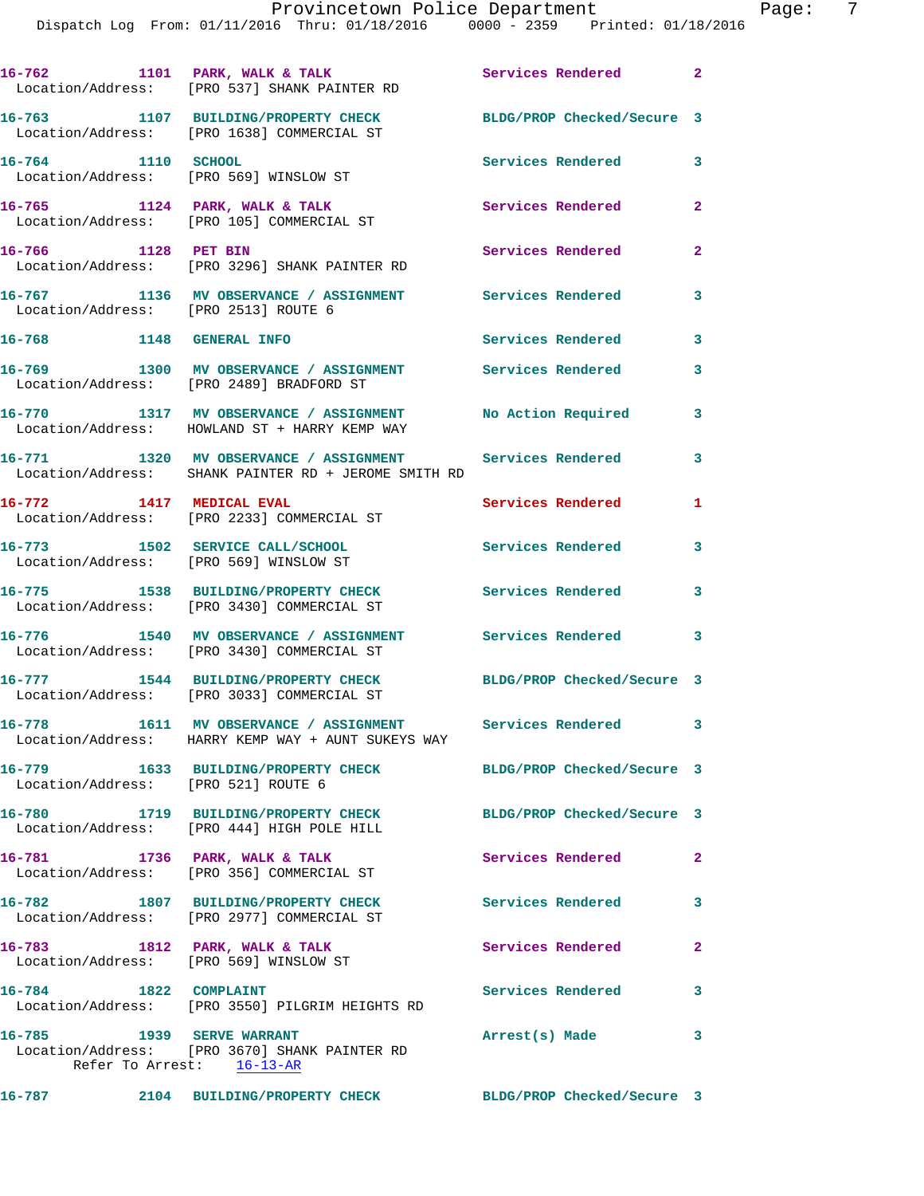16-762 1101 PARK, WALK & TALK Services Rendered 2
Location/Address: [PRO 537] SHANK PAINTER RD

16-763 1107 BUILDING/PROPERTY CHECK BLDG/PROP Checked/Secure 3
Location/Address: [PRO 1638] COMMERCIAL ST

16-764 1110 SCHOOL Services Rendered 3
Location/Address: [PRO 569] WINSLOW ST

16-765 1124 PARK, WALK & TALK Services Rendered 2
Location/Address: [PRO 105] COMMERCIAL ST

16-766 1128 PET BIN Services Rendered 2
Location/Address: [PRO 3296] SHANK PAINTER RD

16-767 1136 MV OBSERVANCE / ASSIGNMENT Services Rendered 3
Location/Address: [PRO 2513] ROUTE 6

16-768 1148 GENERAL INFO Services Rendered 3

16-769 1300 MV OBSERVANCE / ASSIGNMENT Services Rendered 3
Location/Address: [PRO 2489] BRADFORD ST

16-770 1317 MV OBSERVANCE / ASSIGNMENT No Action Required 3
Location/Address: HOWLAND ST + HARRY KEMP WAY

16-771 1320 MV OBSERVANCE / ASSIGNMENT Services Rendered 3
Location/Address: SHANK PAINTER RD + JEROME SMITH RD

16-772 1417 MEDICAL EVAL Services Rendered 1
Location/Address: [PRO 2233] COMMERCIAL ST

16-773 1502 SERVICE CALL/SCHOOL Services Rendered 3
Location/Address: [PRO 569] WINSLOW ST

16-775 1538 BUILDING/PROPERTY CHECK Services Rendered 3
Location/Address: [PRO 3430] COMMERCIAL ST

16-776 1540 MV OBSERVANCE / ASSIGNMENT Services Rendered 3
Location/Address: [PRO 3430] COMMERCIAL ST

16-777 1544 BUILDING/PROPERTY CHECK BLDG/PROP Checked/Secure 3
Location/Address: [PRO 3033] COMMERCIAL ST

16-778 1611 MV OBSERVANCE / ASSIGNMENT Services Rendered 3
Location/Address: HARRY KEMP WAY + AUNT SUKEYS WAY

16-779 1633 BUILDING/PROPERTY CHECK BLDG/PROP Checked/Secure 3
Location/Address: [PRO 521] ROUTE 6

16-780 1719 BUILDING/PROPERTY CHECK BLDG/PROP Checked/Secure 3
Location/Address: [PRO 444] HIGH POLE HILL

16-781 1736 PARK, WALK & TALK Services Rendered 2
Location/Address: [PRO 356] COMMERCIAL ST

16-782 1807 BUILDING/PROPERTY CHECK Services Rendered 3
Location/Address: [PRO 2977] COMMERCIAL ST

16-783 1812 PARK, WALK & TALK Services Rendered 2
Location/Address: [PRO 569] WINSLOW ST

16-784 1822 COMPLAINT Services Rendered 3
Location/Address: [PRO 3550] PILGRIM HEIGHTS RD

16-785 1939 SERVE WARRANT Arrest(s) Made 3
Location/Address: [PRO 3670] SHANK PAINTER RD
Refer To Arrest: 16-13-AR

16-787 2104 BUILDING/PROPERTY CHECK BLDG/PROP Checked/Secure 3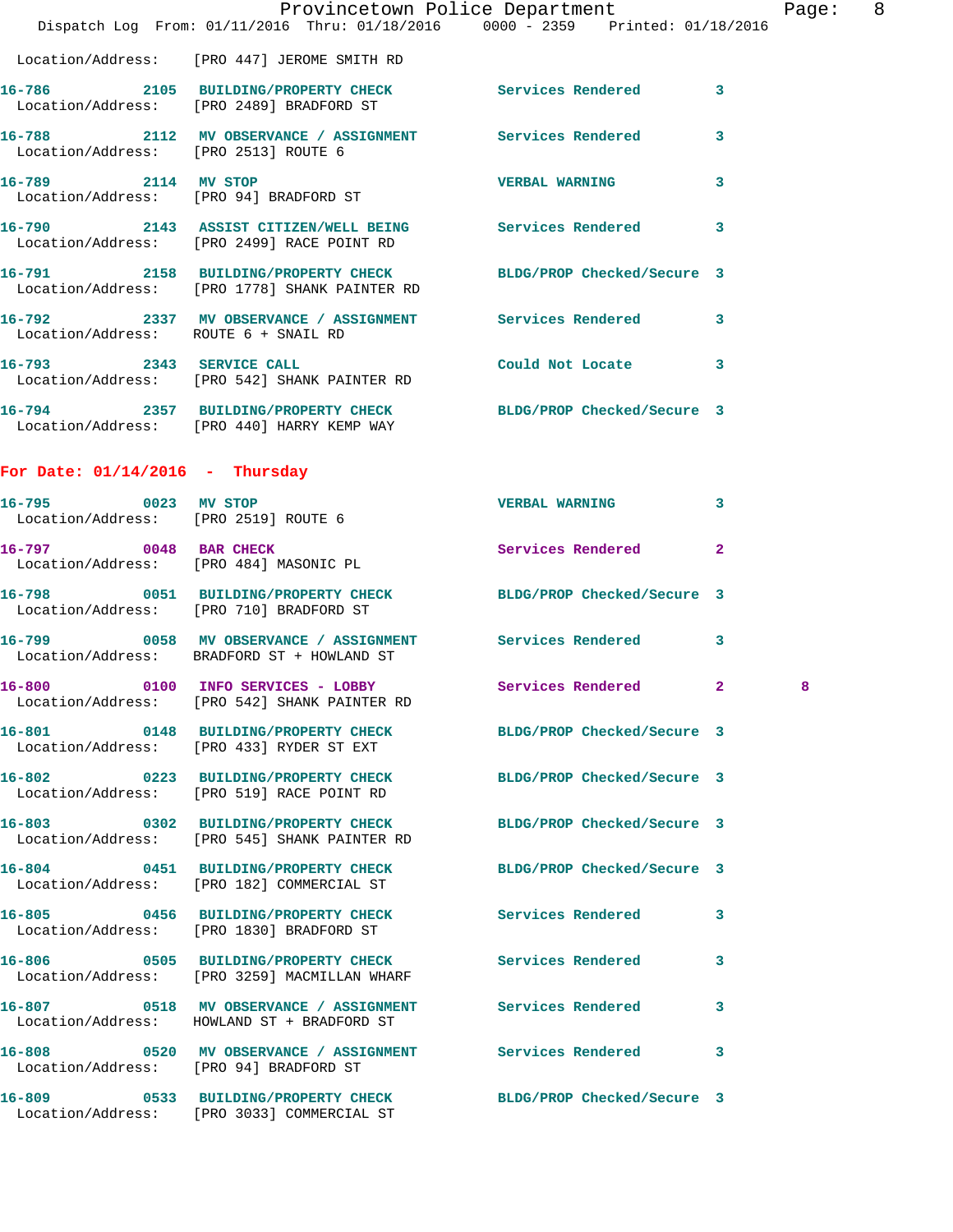Location/Address: [PRO 447] JEROME SMITH RD

16-786 2105 BUILDING/PROPERTY CHECK Services Rendered 3
Location/Address: [PRO 2489] BRADFORD ST

16-788 2112 MV OBSERVANCE / ASSIGNMENT Services Rendered 3
Location/Address: [PRO 2513] ROUTE 6

16-789 2114 MV STOP VERBAL WARNING 3
Location/Address: [PRO 94] BRADFORD ST

16-790 2143 ASSIST CITIZEN/WELL BEING Services Rendered 3
Location/Address: [PRO 2499] RACE POINT RD

16-791 2158 BUILDING/PROPERTY CHECK BLDG/PROP Checked/Secure 3
Location/Address: [PRO 1778] SHANK PAINTER RD

16-792 2337 MV OBSERVANCE / ASSIGNMENT Services Rendered 3
Location/Address: ROUTE 6 + SNAIL RD

16-793 2343 SERVICE CALL Could Not Locate 3
Location/Address: [PRO 542] SHANK PAINTER RD

16-794 2357 BUILDING/PROPERTY CHECK BLDG/PROP Checked/Secure 3
Location/Address: [PRO 440] HARRY KEMP WAY

**For Date: 01/14/2016 - Thursday**

16-795 0023 MV STOP VERBAL WARNING 3
Location/Address: [PRO 2519] ROUTE 6

16-797 0048 BAR CHECK Services Rendered 2
Location/Address: [PRO 484] MASONIC PL

16-798 0051 BUILDING/PROPERTY CHECK BLDG/PROP Checked/Secure 3
Location/Address: [PRO 710] BRADFORD ST

16-799 0058 MV OBSERVANCE / ASSIGNMENT Services Rendered 3
Location/Address: BRADFORD ST + HOWLAND ST

16-800 0100 INFO SERVICES - LOBBY Services Rendered 2 8
Location/Address: [PRO 542] SHANK PAINTER RD

16-801 0148 BUILDING/PROPERTY CHECK BLDG/PROP Checked/Secure 3
Location/Address: [PRO 433] RYDER ST EXT

16-802 0223 BUILDING/PROPERTY CHECK BLDG/PROP Checked/Secure 3
Location/Address: [PRO 519] RACE POINT RD

16-803 0302 BUILDING/PROPERTY CHECK BLDG/PROP Checked/Secure 3
Location/Address: [PRO 545] SHANK PAINTER RD

16-804 0451 BUILDING/PROPERTY CHECK BLDG/PROP Checked/Secure 3
Location/Address: [PRO 182] COMMERCIAL ST

16-805 0456 BUILDING/PROPERTY CHECK Services Rendered 3
Location/Address: [PRO 1830] BRADFORD ST

16-806 0505 BUILDING/PROPERTY CHECK Services Rendered 3
Location/Address: [PRO 3259] MACMILLAN WHARF

16-807 0518 MV OBSERVANCE / ASSIGNMENT Services Rendered 3
Location/Address: HOWLAND ST + BRADFORD ST

16-808 0520 MV OBSERVANCE / ASSIGNMENT Services Rendered 3
Location/Address: [PRO 94] BRADFORD ST

16-809 0533 BUILDING/PROPERTY CHECK BLDG/PROP Checked/Secure 3
Location/Address: [PRO 3033] COMMERCIAL ST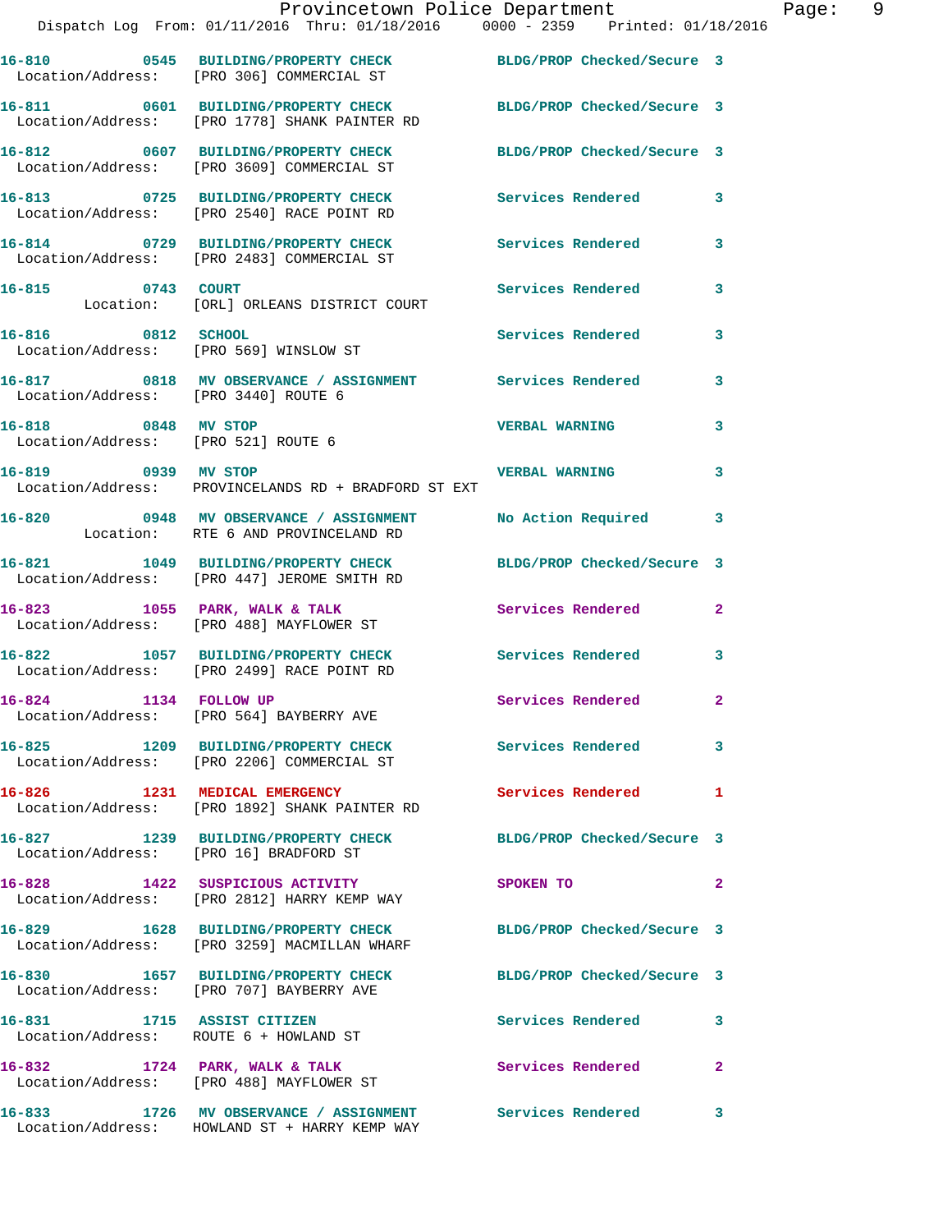16-810 0545 BUILDING/PROPERTY CHECK BLDG/PROP Checked/Secure 3
Location/Address: [PRO 306] COMMERCIAL ST

16-811 0601 BUILDING/PROPERTY CHECK BLDG/PROP Checked/Secure 3
Location/Address: [PRO 1778] SHANK PAINTER RD

16-812 0607 BUILDING/PROPERTY CHECK BLDG/PROP Checked/Secure 3
Location/Address: [PRO 3609] COMMERCIAL ST

16-813 0725 BUILDING/PROPERTY CHECK Services Rendered 3
Location/Address: [PRO 2540] RACE POINT RD

16-814 0729 BUILDING/PROPERTY CHECK Services Rendered 3
Location/Address: [PRO 2483] COMMERCIAL ST

16-815 0743 COURT Services Rendered 3
Location: [ORL] ORLEANS DISTRICT COURT

16-816 0812 SCHOOL Services Rendered 3
Location/Address: [PRO 569] WINSLOW ST

16-817 0818 MV OBSERVANCE / ASSIGNMENT Services Rendered 3
Location/Address: [PRO 3440] ROUTE 6

16-818 0848 MV STOP VERBAL WARNING 3
Location/Address: [PRO 521] ROUTE 6

16-819 0939 MV STOP VERBAL WARNING 3
Location/Address: PROVINCELANDS RD + BRADFORD ST EXT

16-820 0948 MV OBSERVANCE / ASSIGNMENT No Action Required 3
Location: RTE 6 AND PROVINCELAND RD

16-821 1049 BUILDING/PROPERTY CHECK BLDG/PROP Checked/Secure 3
Location/Address: [PRO 447] JEROME SMITH RD

16-823 1055 PARK, WALK & TALK Services Rendered 2
Location/Address: [PRO 488] MAYFLOWER ST

16-822 1057 BUILDING/PROPERTY CHECK Services Rendered 3
Location/Address: [PRO 2499] RACE POINT RD

16-824 1134 FOLLOW UP Services Rendered 2
Location/Address: [PRO 564] BAYBERRY AVE

16-825 1209 BUILDING/PROPERTY CHECK Services Rendered 3
Location/Address: [PRO 2206] COMMERCIAL ST

16-826 1231 MEDICAL EMERGENCY Services Rendered 1
Location/Address: [PRO 1892] SHANK PAINTER RD

16-827 1239 BUILDING/PROPERTY CHECK BLDG/PROP Checked/Secure 3
Location/Address: [PRO 16] BRADFORD ST

16-828 1422 SUSPICIOUS ACTIVITY SPOKEN TO 2
Location/Address: [PRO 2812] HARRY KEMP WAY

16-829 1628 BUILDING/PROPERTY CHECK BLDG/PROP Checked/Secure 3
Location/Address: [PRO 3259] MACMILLAN WHARF

16-830 1657 BUILDING/PROPERTY CHECK BLDG/PROP Checked/Secure 3
Location/Address: [PRO 707] BAYBERRY AVE

16-831 1715 ASSIST CITIZEN Services Rendered 3
Location/Address: ROUTE 6 + HOWLAND ST

16-832 1724 PARK, WALK & TALK Services Rendered 2
Location/Address: [PRO 488] MAYFLOWER ST

16-833 1726 MV OBSERVANCE / ASSIGNMENT Services Rendered 3
Location/Address: HOWLAND ST + HARRY KEMP WAY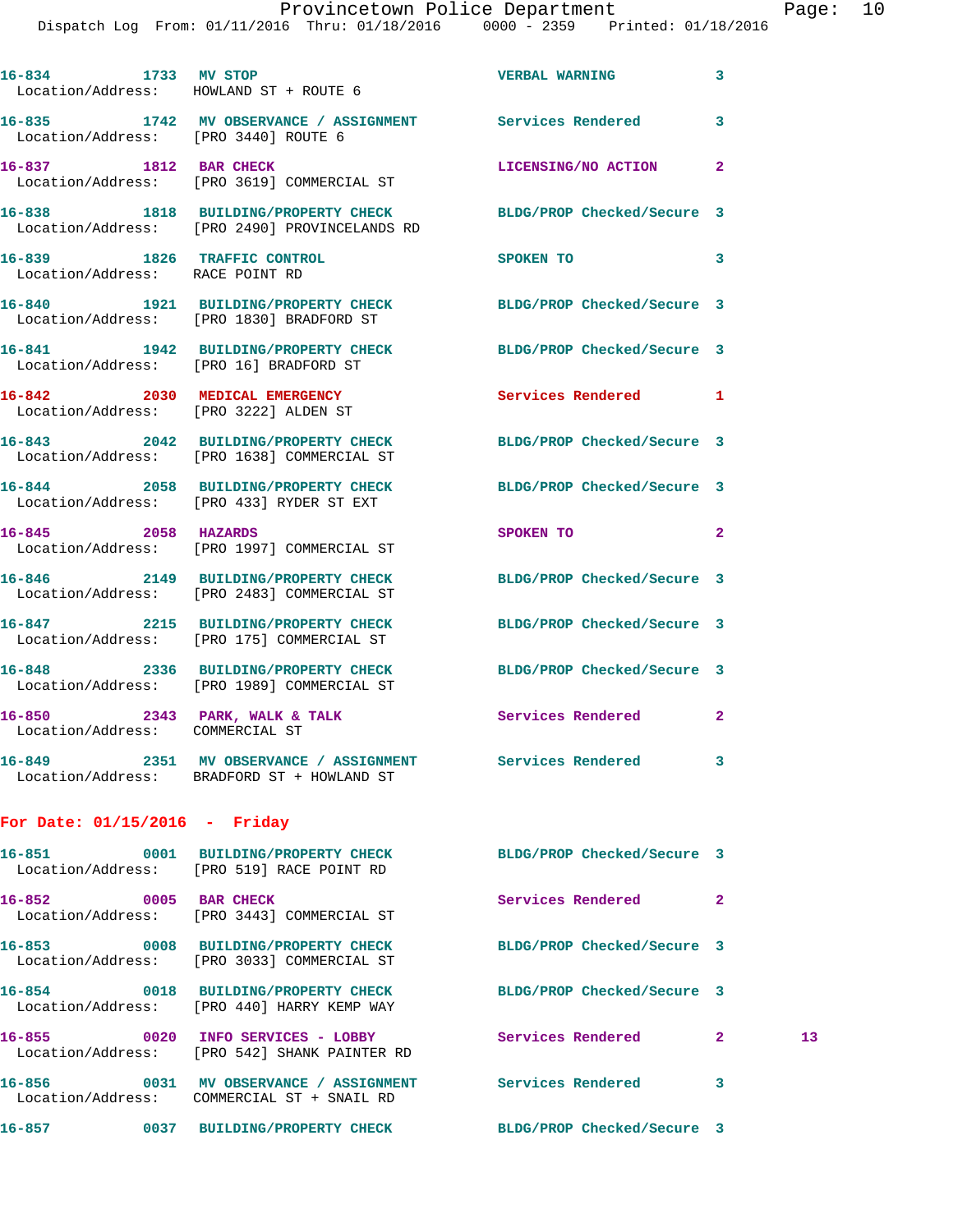16-834 1733 MV STOP VERBAL WARNING 3
Location/Address: HOWLAND ST + ROUTE 6

16-835 1742 MV OBSERVANCE / ASSIGNMENT Services Rendered 3
Location/Address: [PRO 3440] ROUTE 6

16-837 1812 BAR CHECK LICENSING/NO ACTION 2
Location/Address: [PRO 3619] COMMERCIAL ST

16-838 1818 BUILDING/PROPERTY CHECK BLDG/PROP Checked/Secure 3
Location/Address: [PRO 2490] PROVINCELANDS RD

16-839 1826 TRAFFIC CONTROL SPOKEN TO 3
Location/Address: RACE POINT RD

16-840 1921 BUILDING/PROPERTY CHECK BLDG/PROP Checked/Secure 3
Location/Address: [PRO 1830] BRADFORD ST

16-841 1942 BUILDING/PROPERTY CHECK BLDG/PROP Checked/Secure 3
Location/Address: [PRO 16] BRADFORD ST

16-842 2030 MEDICAL EMERGENCY Services Rendered 1
Location/Address: [PRO 3222] ALDEN ST

16-843 2042 BUILDING/PROPERTY CHECK BLDG/PROP Checked/Secure 3
Location/Address: [PRO 1638] COMMERCIAL ST

16-844 2058 BUILDING/PROPERTY CHECK BLDG/PROP Checked/Secure 3
Location/Address: [PRO 433] RYDER ST EXT

16-845 2058 HAZARDS SPOKEN TO 2
Location/Address: [PRO 1997] COMMERCIAL ST

16-846 2149 BUILDING/PROPERTY CHECK BLDG/PROP Checked/Secure 3
Location/Address: [PRO 2483] COMMERCIAL ST

16-847 2215 BUILDING/PROPERTY CHECK BLDG/PROP Checked/Secure 3
Location/Address: [PRO 175] COMMERCIAL ST

16-848 2336 BUILDING/PROPERTY CHECK BLDG/PROP Checked/Secure 3
Location/Address: [PRO 1989] COMMERCIAL ST

16-850 2343 PARK, WALK & TALK Services Rendered 2
Location/Address: COMMERCIAL ST

16-849 2351 MV OBSERVANCE / ASSIGNMENT Services Rendered 3
Location/Address: BRADFORD ST + HOWLAND ST

## For Date: 01/15/2016 - Friday

16-851 0001 BUILDING/PROPERTY CHECK BLDG/PROP Checked/Secure 3
Location/Address: [PRO 519] RACE POINT RD

16-852 0005 BAR CHECK Services Rendered 2
Location/Address: [PRO 3443] COMMERCIAL ST

16-853 0008 BUILDING/PROPERTY CHECK BLDG/PROP Checked/Secure 3
Location/Address: [PRO 3033] COMMERCIAL ST

16-854 0018 BUILDING/PROPERTY CHECK BLDG/PROP Checked/Secure 3
Location/Address: [PRO 440] HARRY KEMP WAY

16-855 0020 INFO SERVICES - LOBBY Services Rendered 2 13
Location/Address: [PRO 542] SHANK PAINTER RD

16-856 0031 MV OBSERVANCE / ASSIGNMENT Services Rendered 3
Location/Address: COMMERCIAL ST + SNAIL RD

16-857 0037 BUILDING/PROPERTY CHECK BLDG/PROP Checked/Secure 3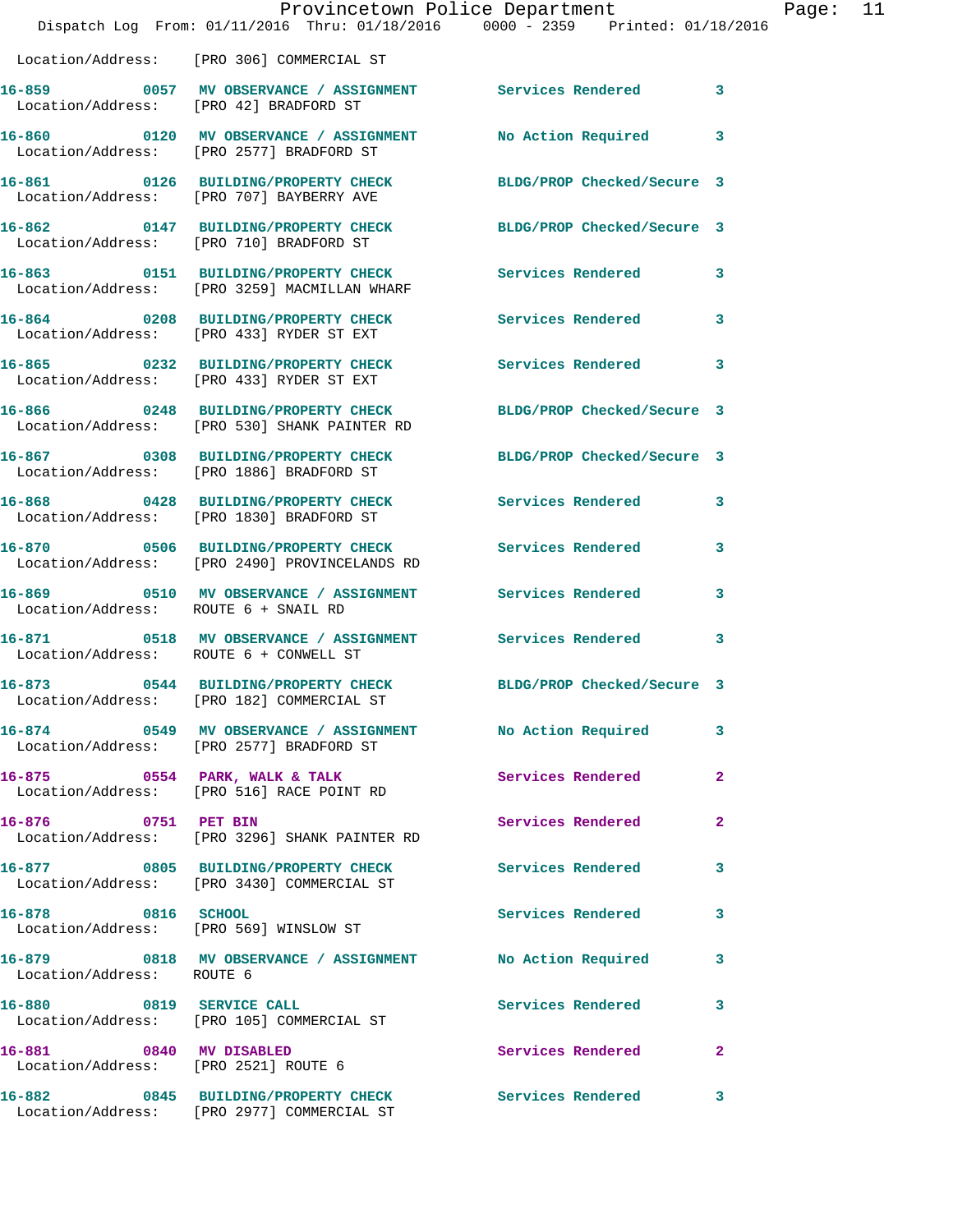Location/Address: [PRO 306] COMMERCIAL ST

| Call # | Time | Call Reason | Action | Priority |
|---|---|---|---|---|
| 16-859 | 0057 | MV OBSERVANCE / ASSIGNMENT | Services Rendered | 3 |
| | | Location/Address: [PRO 42] BRADFORD ST | | |
| 16-860 | 0120 | MV OBSERVANCE / ASSIGNMENT | No Action Required | 3 |
| | | Location/Address: [PRO 2577] BRADFORD ST | | |
| 16-861 | 0126 | BUILDING/PROPERTY CHECK | BLDG/PROP Checked/Secure | 3 |
| | | Location/Address: [PRO 707] BAYBERRY AVE | | |
| 16-862 | 0147 | BUILDING/PROPERTY CHECK | BLDG/PROP Checked/Secure | 3 |
| | | Location/Address: [PRO 710] BRADFORD ST | | |
| 16-863 | 0151 | BUILDING/PROPERTY CHECK | Services Rendered | 3 |
| | | Location/Address: [PRO 3259] MACMILLAN WHARF | | |
| 16-864 | 0208 | BUILDING/PROPERTY CHECK | Services Rendered | 3 |
| | | Location/Address: [PRO 433] RYDER ST EXT | | |
| 16-865 | 0232 | BUILDING/PROPERTY CHECK | Services Rendered | 3 |
| | | Location/Address: [PRO 433] RYDER ST EXT | | |
| 16-866 | 0248 | BUILDING/PROPERTY CHECK | BLDG/PROP Checked/Secure | 3 |
| | | Location/Address: [PRO 530] SHANK PAINTER RD | | |
| 16-867 | 0308 | BUILDING/PROPERTY CHECK | BLDG/PROP Checked/Secure | 3 |
| | | Location/Address: [PRO 1886] BRADFORD ST | | |
| 16-868 | 0428 | BUILDING/PROPERTY CHECK | Services Rendered | 3 |
| | | Location/Address: [PRO 1830] BRADFORD ST | | |
| 16-870 | 0506 | BUILDING/PROPERTY CHECK | Services Rendered | 3 |
| | | Location/Address: [PRO 2490] PROVINCELANDS RD | | |
| 16-869 | 0510 | MV OBSERVANCE / ASSIGNMENT | Services Rendered | 3 |
| | | Location/Address: ROUTE 6 + SNAIL RD | | |
| 16-871 | 0518 | MV OBSERVANCE / ASSIGNMENT | Services Rendered | 3 |
| | | Location/Address: ROUTE 6 + CONWELL ST | | |
| 16-873 | 0544 | BUILDING/PROPERTY CHECK | BLDG/PROP Checked/Secure | 3 |
| | | Location/Address: [PRO 182] COMMERCIAL ST | | |
| 16-874 | 0549 | MV OBSERVANCE / ASSIGNMENT | No Action Required | 3 |
| | | Location/Address: [PRO 2577] BRADFORD ST | | |
| 16-875 | 0554 | PARK, WALK & TALK | Services Rendered | 2 |
| | | Location/Address: [PRO 516] RACE POINT RD | | |
| 16-876 | 0751 | PET BIN | Services Rendered | 2 |
| | | Location/Address: [PRO 3296] SHANK PAINTER RD | | |
| 16-877 | 0805 | BUILDING/PROPERTY CHECK | Services Rendered | 3 |
| | | Location/Address: [PRO 3430] COMMERCIAL ST | | |
| 16-878 | 0816 | SCHOOL | Services Rendered | 3 |
| | | Location/Address: [PRO 569] WINSLOW ST | | |
| 16-879 | 0818 | MV OBSERVANCE / ASSIGNMENT | No Action Required | 3 |
| | | Location/Address: ROUTE 6 | | |
| 16-880 | 0819 | SERVICE CALL | Services Rendered | 3 |
| | | Location/Address: [PRO 105] COMMERCIAL ST | | |
| 16-881 | 0840 | MV DISABLED | Services Rendered | 2 |
| | | Location/Address: [PRO 2521] ROUTE 6 | | |
| 16-882 | 0845 | BUILDING/PROPERTY CHECK | Services Rendered | 3 |
| | | Location/Address: [PRO 2977] COMMERCIAL ST | | |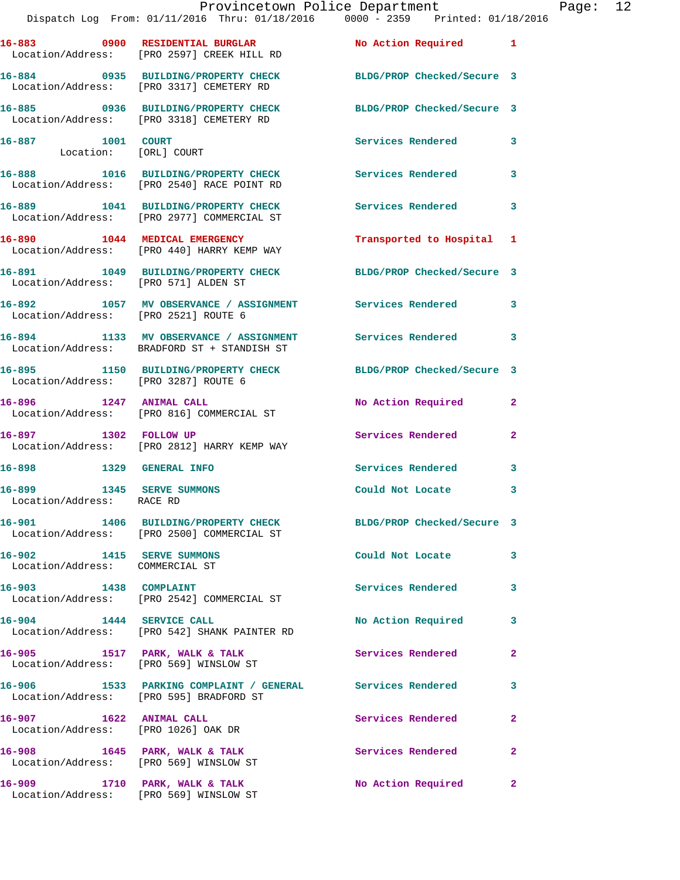16-883 0900 RESIDENTIAL BURGLAR No Action Required 1
Location/Address: [PRO 2597] CREEK HILL RD

16-884 0935 BUILDING/PROPERTY CHECK BLDG/PROP Checked/Secure 3
Location/Address: [PRO 3317] CEMETERY RD

16-885 0936 BUILDING/PROPERTY CHECK BLDG/PROP Checked/Secure 3
Location/Address: [PRO 3318] CEMETERY RD

16-887 1001 COURT Services Rendered 3
Location: [ORL] COURT

16-888 1016 BUILDING/PROPERTY CHECK Services Rendered 3
Location/Address: [PRO 2540] RACE POINT RD

16-889 1041 BUILDING/PROPERTY CHECK Services Rendered 3
Location/Address: [PRO 2977] COMMERCIAL ST

16-890 1044 MEDICAL EMERGENCY Transported to Hospital 1
Location/Address: [PRO 440] HARRY KEMP WAY

16-891 1049 BUILDING/PROPERTY CHECK BLDG/PROP Checked/Secure 3
Location/Address: [PRO 571] ALDEN ST

16-892 1057 MV OBSERVANCE / ASSIGNMENT Services Rendered 3
Location/Address: [PRO 2521] ROUTE 6

16-894 1133 MV OBSERVANCE / ASSIGNMENT Services Rendered 3
Location/Address: BRADFORD ST + STANDISH ST

16-895 1150 BUILDING/PROPERTY CHECK BLDG/PROP Checked/Secure 3
Location/Address: [PRO 3287] ROUTE 6

16-896 1247 ANIMAL CALL No Action Required 2
Location/Address: [PRO 816] COMMERCIAL ST

16-897 1302 FOLLOW UP Services Rendered 2
Location/Address: [PRO 2812] HARRY KEMP WAY

16-898 1329 GENERAL INFO Services Rendered 3

16-899 1345 SERVE SUMMONS Could Not Locate 3
Location/Address: RACE RD

16-901 1406 BUILDING/PROPERTY CHECK BLDG/PROP Checked/Secure 3
Location/Address: [PRO 2500] COMMERCIAL ST

16-902 1415 SERVE SUMMONS Could Not Locate 3
Location/Address: COMMERCIAL ST

16-903 1438 COMPLAINT Services Rendered 3
Location/Address: [PRO 2542] COMMERCIAL ST

16-904 1444 SERVICE CALL No Action Required 3
Location/Address: [PRO 542] SHANK PAINTER RD

16-905 1517 PARK, WALK & TALK Services Rendered 2
Location/Address: [PRO 569] WINSLOW ST

16-906 1533 PARKING COMPLAINT / GENERAL Services Rendered 3
Location/Address: [PRO 595] BRADFORD ST

16-907 1622 ANIMAL CALL Services Rendered 2
Location/Address: [PRO 1026] OAK DR

16-908 1645 PARK, WALK & TALK Services Rendered 2
Location/Address: [PRO 569] WINSLOW ST

16-909 1710 PARK, WALK & TALK No Action Required 2
Location/Address: [PRO 569] WINSLOW ST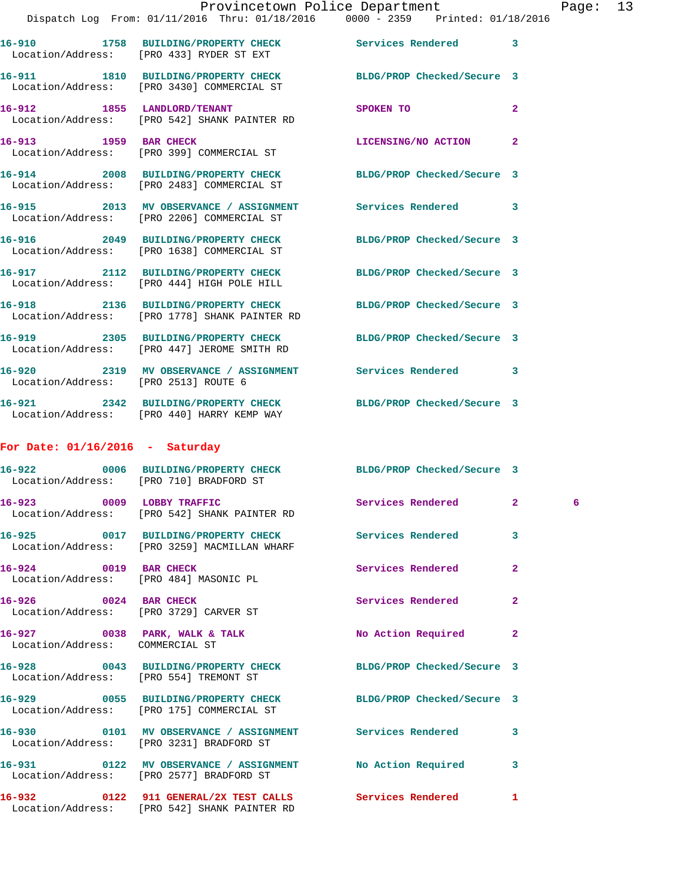16-910 1758 BUILDING/PROPERTY CHECK Services Rendered 3
Location/Address: [PRO 433] RYDER ST EXT

16-911 1810 BUILDING/PROPERTY CHECK BLDG/PROP Checked/Secure 3
Location/Address: [PRO 3430] COMMERCIAL ST

16-912 1855 LANDLORD/TENANT SPOKEN TO 2
Location/Address: [PRO 542] SHANK PAINTER RD

16-913 1959 BAR CHECK LICENSING/NO ACTION 2
Location/Address: [PRO 399] COMMERCIAL ST

16-914 2008 BUILDING/PROPERTY CHECK BLDG/PROP Checked/Secure 3
Location/Address: [PRO 2483] COMMERCIAL ST

16-915 2013 MV OBSERVANCE / ASSIGNMENT Services Rendered 3
Location/Address: [PRO 2206] COMMERCIAL ST

16-916 2049 BUILDING/PROPERTY CHECK BLDG/PROP Checked/Secure 3
Location/Address: [PRO 1638] COMMERCIAL ST

16-917 2112 BUILDING/PROPERTY CHECK BLDG/PROP Checked/Secure 3
Location/Address: [PRO 444] HIGH POLE HILL

16-918 2136 BUILDING/PROPERTY CHECK BLDG/PROP Checked/Secure 3
Location/Address: [PRO 1778] SHANK PAINTER RD

16-919 2305 BUILDING/PROPERTY CHECK BLDG/PROP Checked/Secure 3
Location/Address: [PRO 447] JEROME SMITH RD

16-920 2319 MV OBSERVANCE / ASSIGNMENT Services Rendered 3
Location/Address: [PRO 2513] ROUTE 6

16-921 2342 BUILDING/PROPERTY CHECK BLDG/PROP Checked/Secure 3
Location/Address: [PRO 440] HARRY KEMP WAY

## For Date: 01/16/2016 - Saturday

16-922 0006 BUILDING/PROPERTY CHECK BLDG/PROP Checked/Secure 3
Location/Address: [PRO 710] BRADFORD ST

16-923 0009 LOBBY TRAFFIC Services Rendered 2 6
Location/Address: [PRO 542] SHANK PAINTER RD

16-925 0017 BUILDING/PROPERTY CHECK Services Rendered 3
Location/Address: [PRO 3259] MACMILLAN WHARF

16-924 0019 BAR CHECK Services Rendered 2
Location/Address: [PRO 484] MASONIC PL

16-926 0024 BAR CHECK Services Rendered 2
Location/Address: [PRO 3729] CARVER ST

16-927 0038 PARK, WALK & TALK No Action Required 2
Location/Address: COMMERCIAL ST

16-928 0043 BUILDING/PROPERTY CHECK BLDG/PROP Checked/Secure 3
Location/Address: [PRO 554] TREMONT ST

16-929 0055 BUILDING/PROPERTY CHECK BLDG/PROP Checked/Secure 3
Location/Address: [PRO 175] COMMERCIAL ST

16-930 0101 MV OBSERVANCE / ASSIGNMENT Services Rendered 3
Location/Address: [PRO 3231] BRADFORD ST

16-931 0122 MV OBSERVANCE / ASSIGNMENT No Action Required 3
Location/Address: [PRO 2577] BRADFORD ST

16-932 0122 911 GENERAL/2X TEST CALLS Services Rendered 1
Location/Address: [PRO 542] SHANK PAINTER RD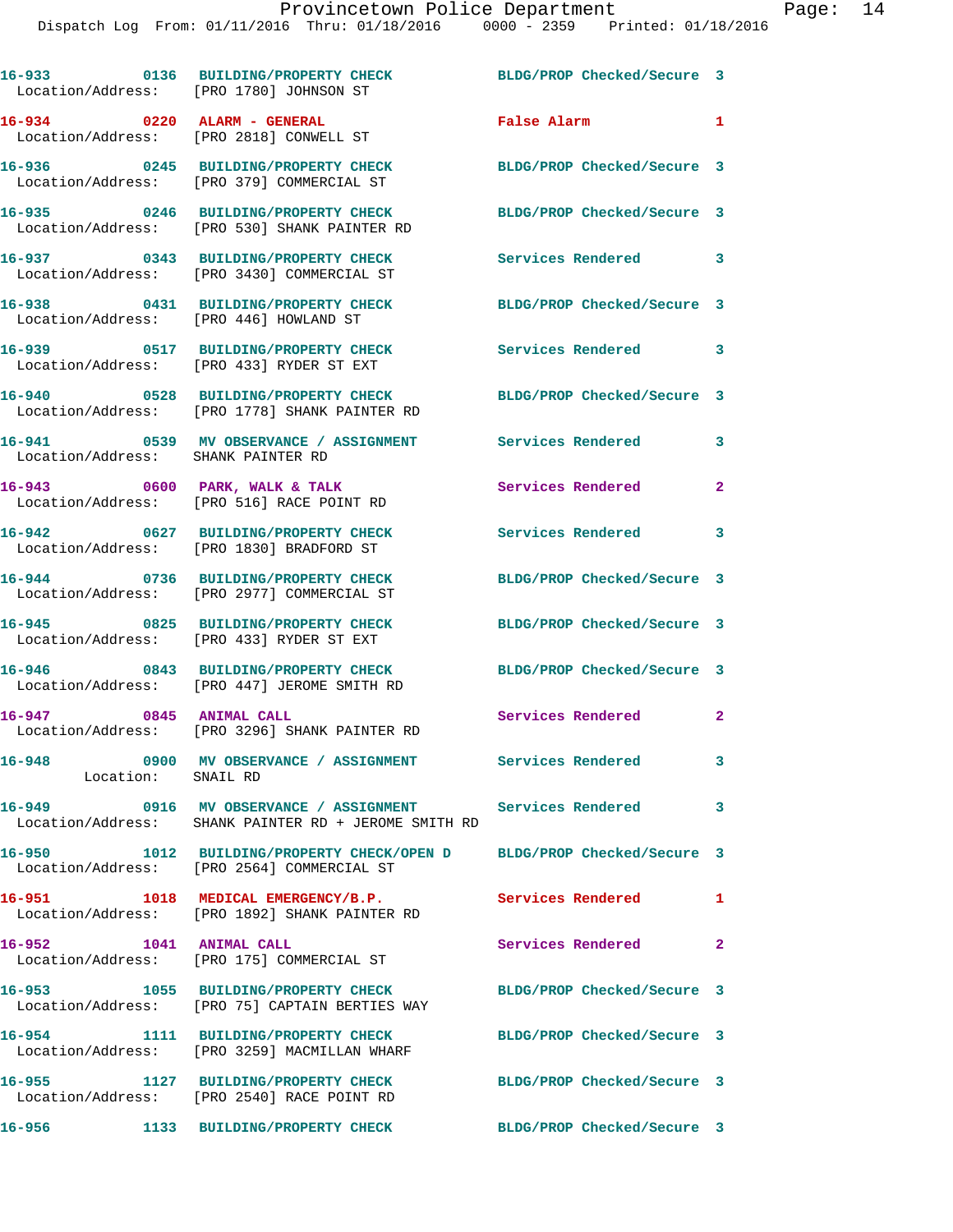| Call # | Time | Call Type | Disposition | Priority |
|---|---|---|---|---|
| 16-933 | 0136 | BUILDING/PROPERTY CHECK | BLDG/PROP Checked/Secure | 3 |
| Location/Address: [PRO 1780] JOHNSON ST | | | | |
| 16-934 | 0220 | ALARM - GENERAL | False Alarm | 1 |
| Location/Address: [PRO 2818] CONWELL ST | | | | |
| 16-936 | 0245 | BUILDING/PROPERTY CHECK | BLDG/PROP Checked/Secure | 3 |
| Location/Address: [PRO 379] COMMERCIAL ST | | | | |
| 16-935 | 0246 | BUILDING/PROPERTY CHECK | BLDG/PROP Checked/Secure | 3 |
| Location/Address: [PRO 530] SHANK PAINTER RD | | | | |
| 16-937 | 0343 | BUILDING/PROPERTY CHECK | Services Rendered | 3 |
| Location/Address: [PRO 3430] COMMERCIAL ST | | | | |
| 16-938 | 0431 | BUILDING/PROPERTY CHECK | BLDG/PROP Checked/Secure | 3 |
| Location/Address: [PRO 446] HOWLAND ST | | | | |
| 16-939 | 0517 | BUILDING/PROPERTY CHECK | Services Rendered | 3 |
| Location/Address: [PRO 433] RYDER ST EXT | | | | |
| 16-940 | 0528 | BUILDING/PROPERTY CHECK | BLDG/PROP Checked/Secure | 3 |
| Location/Address: [PRO 1778] SHANK PAINTER RD | | | | |
| 16-941 | 0539 | MV OBSERVANCE / ASSIGNMENT | Services Rendered | 3 |
| Location/Address: SHANK PAINTER RD | | | | |
| 16-943 | 0600 | PARK, WALK & TALK | Services Rendered | 2 |
| Location/Address: [PRO 516] RACE POINT RD | | | | |
| 16-942 | 0627 | BUILDING/PROPERTY CHECK | Services Rendered | 3 |
| Location/Address: [PRO 1830] BRADFORD ST | | | | |
| 16-944 | 0736 | BUILDING/PROPERTY CHECK | BLDG/PROP Checked/Secure | 3 |
| Location/Address: [PRO 2977] COMMERCIAL ST | | | | |
| 16-945 | 0825 | BUILDING/PROPERTY CHECK | BLDG/PROP Checked/Secure | 3 |
| Location/Address: [PRO 433] RYDER ST EXT | | | | |
| 16-946 | 0843 | BUILDING/PROPERTY CHECK | BLDG/PROP Checked/Secure | 3 |
| Location/Address: [PRO 447] JEROME SMITH RD | | | | |
| 16-947 | 0845 | ANIMAL CALL | Services Rendered | 2 |
| Location/Address: [PRO 3296] SHANK PAINTER RD | | | | |
| 16-948 | 0900 | MV OBSERVANCE / ASSIGNMENT | Services Rendered | 3 |
| Location: SNAIL RD | | | | |
| 16-949 | 0916 | MV OBSERVANCE / ASSIGNMENT | Services Rendered | 3 |
| Location/Address: SHANK PAINTER RD + JEROME SMITH RD | | | | |
| 16-950 | 1012 | BUILDING/PROPERTY CHECK/OPEN D | BLDG/PROP Checked/Secure | 3 |
| Location/Address: [PRO 2564] COMMERCIAL ST | | | | |
| 16-951 | 1018 | MEDICAL EMERGENCY/B.P. | Services Rendered | 1 |
| Location/Address: [PRO 1892] SHANK PAINTER RD | | | | |
| 16-952 | 1041 | ANIMAL CALL | Services Rendered | 2 |
| Location/Address: [PRO 175] COMMERCIAL ST | | | | |
| 16-953 | 1055 | BUILDING/PROPERTY CHECK | BLDG/PROP Checked/Secure | 3 |
| Location/Address: [PRO 75] CAPTAIN BERTIES WAY | | | | |
| 16-954 | 1111 | BUILDING/PROPERTY CHECK | BLDG/PROP Checked/Secure | 3 |
| Location/Address: [PRO 3259] MACMILLAN WHARF | | | | |
| 16-955 | 1127 | BUILDING/PROPERTY CHECK | BLDG/PROP Checked/Secure | 3 |
| Location/Address: [PRO 2540] RACE POINT RD | | | | |
| 16-956 | 1133 | BUILDING/PROPERTY CHECK | BLDG/PROP Checked/Secure | 3 |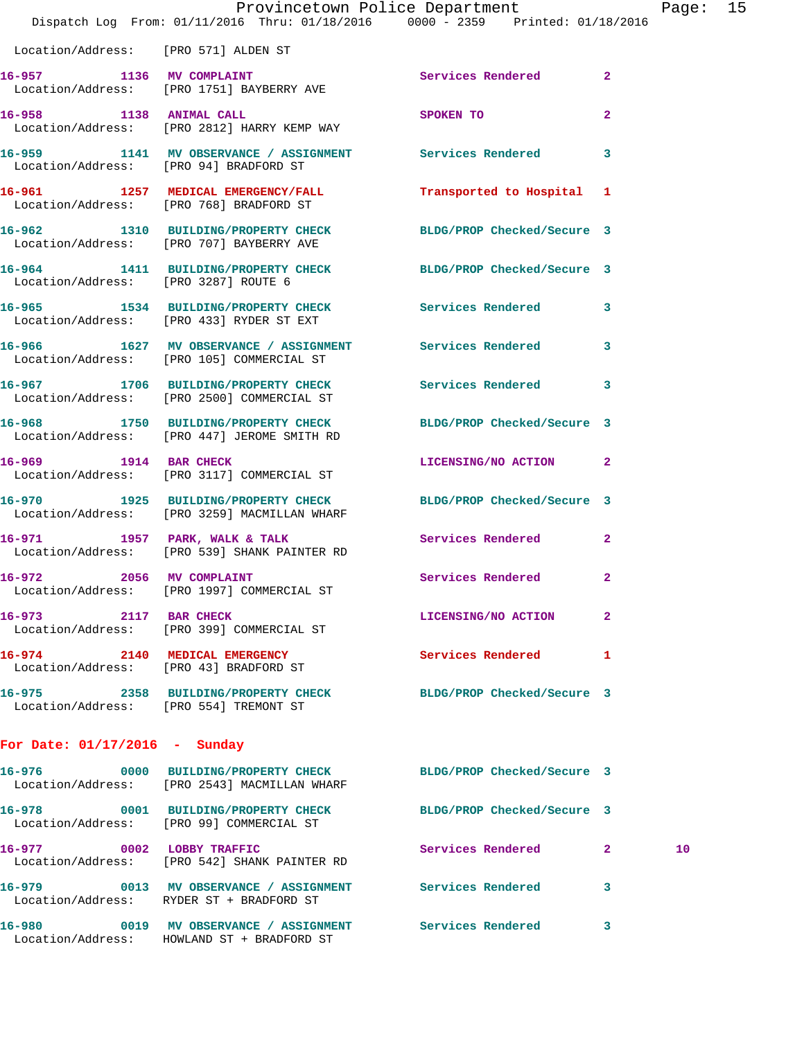Location/Address: [PRO 571] ALDEN ST

| Call # | Time | Call Reason | Action | Priority | |
|---|---|---|---|---|---|
| 16-957 | 1136 | MV COMPLAINT | Services Rendered | 2 | |
| | | Location/Address: [PRO 1751] BAYBERRY AVE | | | |
| 16-958 | 1138 | ANIMAL CALL | SPOKEN TO | 2 | |
| | | Location/Address: [PRO 2812] HARRY KEMP WAY | | | |
| 16-959 | 1141 | MV OBSERVANCE / ASSIGNMENT | Services Rendered | 3 | |
| | | Location/Address: [PRO 94] BRADFORD ST | | | |
| 16-961 | 1257 | MEDICAL EMERGENCY/FALL | Transported to Hospital | 1 | |
| | | Location/Address: [PRO 768] BRADFORD ST | | | |
| 16-962 | 1310 | BUILDING/PROPERTY CHECK | BLDG/PROP Checked/Secure | 3 | |
| | | Location/Address: [PRO 707] BAYBERRY AVE | | | |
| 16-964 | 1411 | BUILDING/PROPERTY CHECK | BLDG/PROP Checked/Secure | 3 | |
| | | Location/Address: [PRO 3287] ROUTE 6 | | | |
| 16-965 | 1534 | BUILDING/PROPERTY CHECK | Services Rendered | 3 | |
| | | Location/Address: [PRO 433] RYDER ST EXT | | | |
| 16-966 | 1627 | MV OBSERVANCE / ASSIGNMENT | Services Rendered | 3 | |
| | | Location/Address: [PRO 105] COMMERCIAL ST | | | |
| 16-967 | 1706 | BUILDING/PROPERTY CHECK | Services Rendered | 3 | |
| | | Location/Address: [PRO 2500] COMMERCIAL ST | | | |
| 16-968 | 1750 | BUILDING/PROPERTY CHECK | BLDG/PROP Checked/Secure | 3 | |
| | | Location/Address: [PRO 447] JEROME SMITH RD | | | |
| 16-969 | 1914 | BAR CHECK | LICENSING/NO ACTION | 2 | |
| | | Location/Address: [PRO 3117] COMMERCIAL ST | | | |
| 16-970 | 1925 | BUILDING/PROPERTY CHECK | BLDG/PROP Checked/Secure | 3 | |
| | | Location/Address: [PRO 3259] MACMILLAN WHARF | | | |
| 16-971 | 1957 | PARK, WALK & TALK | Services Rendered | 2 | |
| | | Location/Address: [PRO 539] SHANK PAINTER RD | | | |
| 16-972 | 2056 | MV COMPLAINT | Services Rendered | 2 | |
| | | Location/Address: [PRO 1997] COMMERCIAL ST | | | |
| 16-973 | 2117 | BAR CHECK | LICENSING/NO ACTION | 2 | |
| | | Location/Address: [PRO 399] COMMERCIAL ST | | | |
| 16-974 | 2140 | MEDICAL EMERGENCY | Services Rendered | 1 | |
| | | Location/Address: [PRO 43] BRADFORD ST | | | |
| 16-975 | 2358 | BUILDING/PROPERTY CHECK | BLDG/PROP Checked/Secure | 3 | |
| | | Location/Address: [PRO 554] TREMONT ST | | | |

## For Date: 01/17/2016 - Sunday

| Call # | Time | Call Reason | Action | Priority | |
|---|---|---|---|---|---|
| 16-976 | 0000 | BUILDING/PROPERTY CHECK | BLDG/PROP Checked/Secure | 3 | |
| | | Location/Address: [PRO 2543] MACMILLAN WHARF | | | |
| 16-978 | 0001 | BUILDING/PROPERTY CHECK | BLDG/PROP Checked/Secure | 3 | |
| | | Location/Address: [PRO 99] COMMERCIAL ST | | | |
| 16-977 | 0002 | LOBBY TRAFFIC | Services Rendered | 2 | 10 |
| | | Location/Address: [PRO 542] SHANK PAINTER RD | | | |
| 16-979 | 0013 | MV OBSERVANCE / ASSIGNMENT | Services Rendered | 3 | |
| | | Location/Address: RYDER ST + BRADFORD ST | | | |
| 16-980 | 0019 | MV OBSERVANCE / ASSIGNMENT | Services Rendered | 3 | |
| | | Location/Address: HOWLAND ST + BRADFORD ST | | | |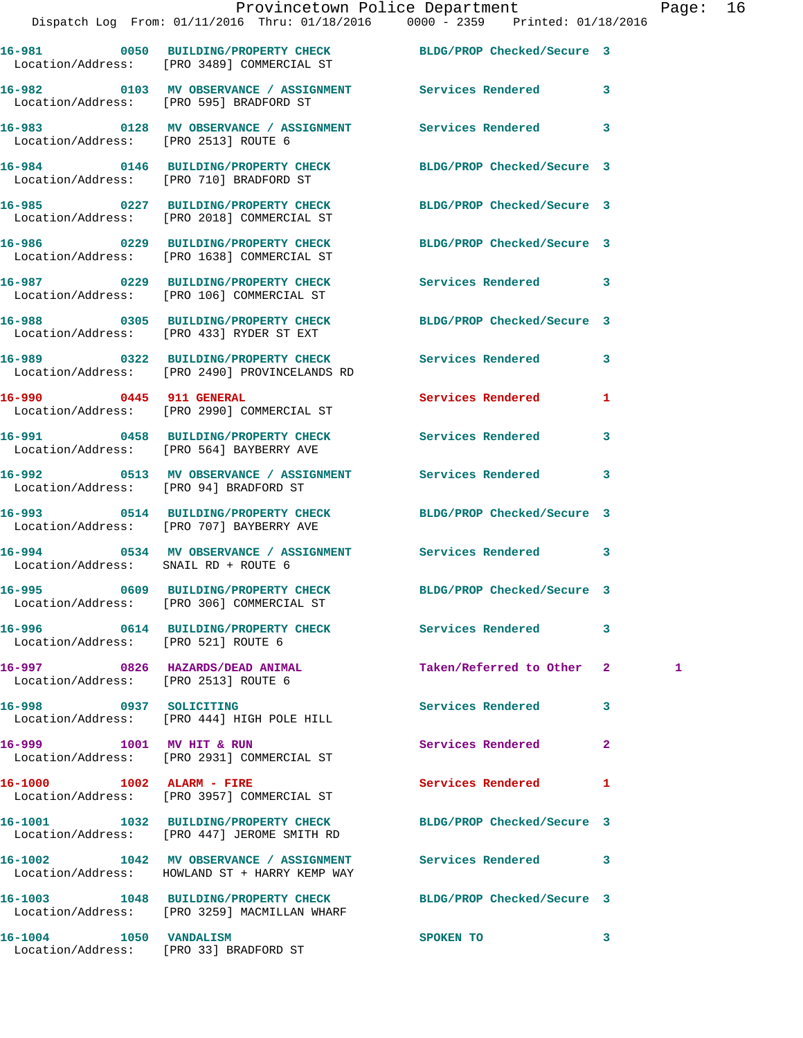| Call # | Time | Call Reason | Action | Priority | |
|---|---|---|---|---|---|
| 16-981 | 0050 | BUILDING/PROPERTY CHECK | BLDG/PROP Checked/Secure | 3 | |
| Location/Address: | | [PRO 3489] COMMERCIAL ST | | | |
| 16-982 | 0103 | MV OBSERVANCE / ASSIGNMENT | Services Rendered | 3 | |
| Location/Address: | | [PRO 595] BRADFORD ST | | | |
| 16-983 | 0128 | MV OBSERVANCE / ASSIGNMENT | Services Rendered | 3 | |
| Location/Address: | | [PRO 2513] ROUTE 6 | | | |
| 16-984 | 0146 | BUILDING/PROPERTY CHECK | BLDG/PROP Checked/Secure | 3 | |
| Location/Address: | | [PRO 710] BRADFORD ST | | | |
| 16-985 | 0227 | BUILDING/PROPERTY CHECK | BLDG/PROP Checked/Secure | 3 | |
| Location/Address: | | [PRO 2018] COMMERCIAL ST | | | |
| 16-986 | 0229 | BUILDING/PROPERTY CHECK | BLDG/PROP Checked/Secure | 3 | |
| Location/Address: | | [PRO 1638] COMMERCIAL ST | | | |
| 16-987 | 0229 | BUILDING/PROPERTY CHECK | Services Rendered | 3 | |
| Location/Address: | | [PRO 106] COMMERCIAL ST | | | |
| 16-988 | 0305 | BUILDING/PROPERTY CHECK | BLDG/PROP Checked/Secure | 3 | |
| Location/Address: | | [PRO 433] RYDER ST EXT | | | |
| 16-989 | 0322 | BUILDING/PROPERTY CHECK | Services Rendered | 3 | |
| Location/Address: | | [PRO 2490] PROVINCELANDS RD | | | |
| 16-990 | 0445 | 911 GENERAL | Services Rendered | 1 | |
| Location/Address: | | [PRO 2990] COMMERCIAL ST | | | |
| 16-991 | 0458 | BUILDING/PROPERTY CHECK | Services Rendered | 3 | |
| Location/Address: | | [PRO 564] BAYBERRY AVE | | | |
| 16-992 | 0513 | MV OBSERVANCE / ASSIGNMENT | Services Rendered | 3 | |
| Location/Address: | | [PRO 94] BRADFORD ST | | | |
| 16-993 | 0514 | BUILDING/PROPERTY CHECK | BLDG/PROP Checked/Secure | 3 | |
| Location/Address: | | [PRO 707] BAYBERRY AVE | | | |
| 16-994 | 0534 | MV OBSERVANCE / ASSIGNMENT | Services Rendered | 3 | |
| Location/Address: | | SNAIL RD + ROUTE 6 | | | |
| 16-995 | 0609 | BUILDING/PROPERTY CHECK | BLDG/PROP Checked/Secure | 3 | |
| Location/Address: | | [PRO 306] COMMERCIAL ST | | | |
| 16-996 | 0614 | BUILDING/PROPERTY CHECK | Services Rendered | 3 | |
| Location/Address: | | [PRO 521] ROUTE 6 | | | |
| 16-997 | 0826 | HAZARDS/DEAD ANIMAL | Taken/Referred to Other | 2 | 1 |
| Location/Address: | | [PRO 2513] ROUTE 6 | | | |
| 16-998 | 0937 | SOLICITING | Services Rendered | 3 | |
| Location/Address: | | [PRO 444] HIGH POLE HILL | | | |
| 16-999 | 1001 | MV HIT & RUN | Services Rendered | 2 | |
| Location/Address: | | [PRO 2931] COMMERCIAL ST | | | |
| 16-1000 | 1002 | ALARM - FIRE | Services Rendered | 1 | |
| Location/Address: | | [PRO 3957] COMMERCIAL ST | | | |
| 16-1001 | 1032 | BUILDING/PROPERTY CHECK | BLDG/PROP Checked/Secure | 3 | |
| Location/Address: | | [PRO 447] JEROME SMITH RD | | | |
| 16-1002 | 1042 | MV OBSERVANCE / ASSIGNMENT | Services Rendered | 3 | |
| Location/Address: | | HOWLAND ST + HARRY KEMP WAY | | | |
| 16-1003 | 1048 | BUILDING/PROPERTY CHECK | BLDG/PROP Checked/Secure | 3 | |
| Location/Address: | | [PRO 3259] MACMILLAN WHARF | | | |
| 16-1004 | 1050 | VANDALISM | SPOKEN TO | 3 | |
| Location/Address: | | [PRO 33] BRADFORD ST | | | |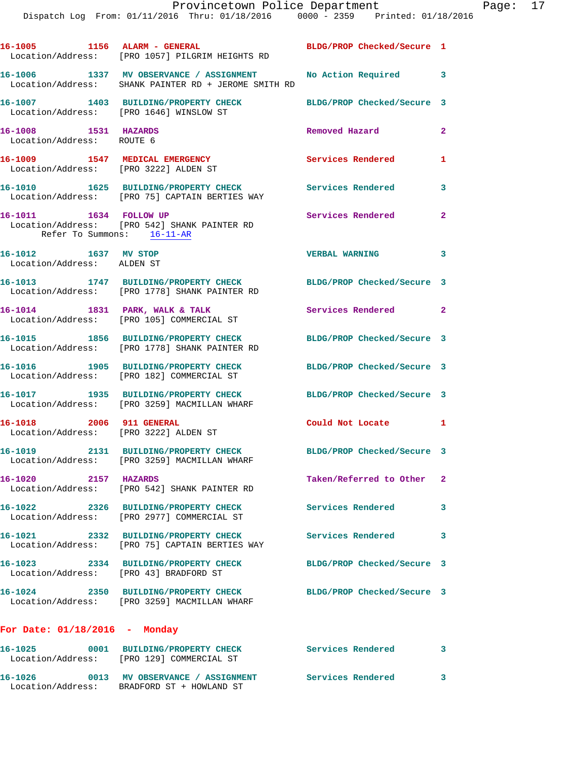16-1005 1156 ALARM - GENERAL BLDG/PROP Checked/Secure 1
Location/Address: [PRO 1057] PILGRIM HEIGHTS RD

16-1006 1337 MV OBSERVANCE / ASSIGNMENT No Action Required 3
Location/Address: SHANK PAINTER RD + JEROME SMITH RD

16-1007 1403 BUILDING/PROPERTY CHECK BLDG/PROP Checked/Secure 3
Location/Address: [PRO 1646] WINSLOW ST

16-1008 1531 HAZARDS Removed Hazard 2
Location/Address: ROUTE 6

16-1009 1547 MEDICAL EMERGENCY Services Rendered 1
Location/Address: [PRO 3222] ALDEN ST

16-1010 1625 BUILDING/PROPERTY CHECK Services Rendered 3
Location/Address: [PRO 75] CAPTAIN BERTIES WAY

16-1011 1634 FOLLOW UP Services Rendered 2
Location/Address: [PRO 542] SHANK PAINTER RD
Refer To Summons: 16-11-AR

16-1012 1637 MV STOP VERBAL WARNING 3
Location/Address: ALDEN ST

16-1013 1747 BUILDING/PROPERTY CHECK BLDG/PROP Checked/Secure 3
Location/Address: [PRO 1778] SHANK PAINTER RD

16-1014 1831 PARK, WALK & TALK Services Rendered 2
Location/Address: [PRO 105] COMMERCIAL ST

16-1015 1856 BUILDING/PROPERTY CHECK BLDG/PROP Checked/Secure 3
Location/Address: [PRO 1778] SHANK PAINTER RD

16-1016 1905 BUILDING/PROPERTY CHECK BLDG/PROP Checked/Secure 3
Location/Address: [PRO 182] COMMERCIAL ST

16-1017 1935 BUILDING/PROPERTY CHECK BLDG/PROP Checked/Secure 3
Location/Address: [PRO 3259] MACMILLAN WHARF

16-1018 2006 911 GENERAL Could Not Locate 1
Location/Address: [PRO 3222] ALDEN ST

16-1019 2131 BUILDING/PROPERTY CHECK BLDG/PROP Checked/Secure 3
Location/Address: [PRO 3259] MACMILLAN WHARF

16-1020 2157 HAZARDS Taken/Referred to Other 2
Location/Address: [PRO 542] SHANK PAINTER RD

16-1022 2326 BUILDING/PROPERTY CHECK Services Rendered 3
Location/Address: [PRO 2977] COMMERCIAL ST

16-1021 2332 BUILDING/PROPERTY CHECK Services Rendered 3
Location/Address: [PRO 75] CAPTAIN BERTIES WAY

16-1023 2334 BUILDING/PROPERTY CHECK BLDG/PROP Checked/Secure 3
Location/Address: [PRO 43] BRADFORD ST

16-1024 2350 BUILDING/PROPERTY CHECK BLDG/PROP Checked/Secure 3
Location/Address: [PRO 3259] MACMILLAN WHARF

## For Date: 01/18/2016 - Monday

16-1025 0001 BUILDING/PROPERTY CHECK Services Rendered 3
Location/Address: [PRO 129] COMMERCIAL ST

16-1026 0013 MV OBSERVANCE / ASSIGNMENT Services Rendered 3
Location/Address: BRADFORD ST + HOWLAND ST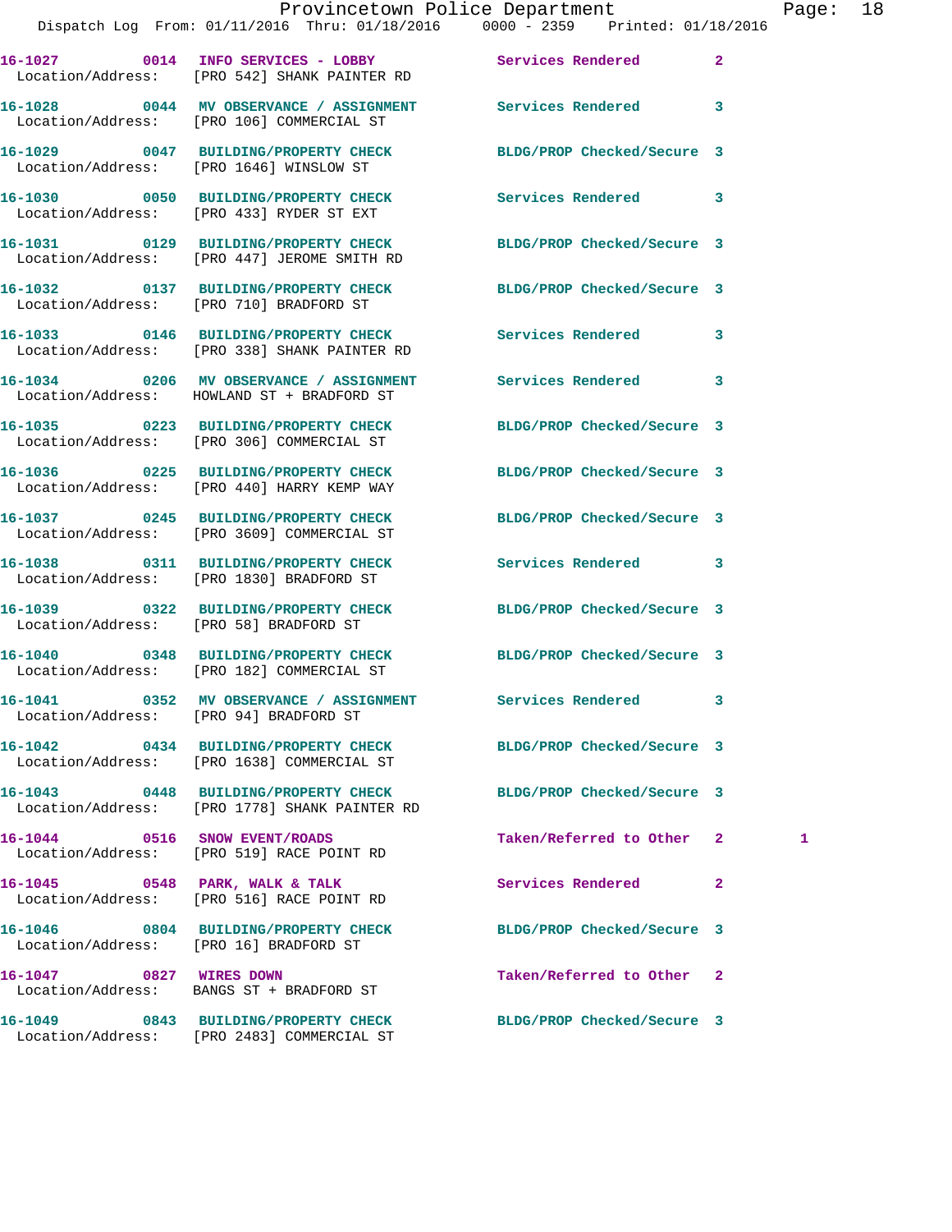16-1027 0014 **INFO SERVICES - LOBBY** Services Rendered 2
Location/Address: [PRO 542] SHANK PAINTER RD

16-1028 0044 **MV OBSERVANCE / ASSIGNMENT** Services Rendered 3
Location/Address: [PRO 106] COMMERCIAL ST

16-1029 0047 **BUILDING/PROPERTY CHECK** BLDG/PROP Checked/Secure 3
Location/Address: [PRO 1646] WINSLOW ST

16-1030 0050 **BUILDING/PROPERTY CHECK** Services Rendered 3
Location/Address: [PRO 433] RYDER ST EXT

16-1031 0129 **BUILDING/PROPERTY CHECK** BLDG/PROP Checked/Secure 3
Location/Address: [PRO 447] JEROME SMITH RD

16-1032 0137 **BUILDING/PROPERTY CHECK** BLDG/PROP Checked/Secure 3
Location/Address: [PRO 710] BRADFORD ST

16-1033 0146 **BUILDING/PROPERTY CHECK** Services Rendered 3
Location/Address: [PRO 338] SHANK PAINTER RD

16-1034 0206 **MV OBSERVANCE / ASSIGNMENT** Services Rendered 3
Location/Address: HOWLAND ST + BRADFORD ST

16-1035 0223 **BUILDING/PROPERTY CHECK** BLDG/PROP Checked/Secure 3
Location/Address: [PRO 306] COMMERCIAL ST

16-1036 0225 **BUILDING/PROPERTY CHECK** BLDG/PROP Checked/Secure 3
Location/Address: [PRO 440] HARRY KEMP WAY

16-1037 0245 **BUILDING/PROPERTY CHECK** BLDG/PROP Checked/Secure 3
Location/Address: [PRO 3609] COMMERCIAL ST

16-1038 0311 **BUILDING/PROPERTY CHECK** Services Rendered 3
Location/Address: [PRO 1830] BRADFORD ST

16-1039 0322 **BUILDING/PROPERTY CHECK** BLDG/PROP Checked/Secure 3
Location/Address: [PRO 58] BRADFORD ST

16-1040 0348 **BUILDING/PROPERTY CHECK** BLDG/PROP Checked/Secure 3
Location/Address: [PRO 182] COMMERCIAL ST

16-1041 0352 **MV OBSERVANCE / ASSIGNMENT** Services Rendered 3
Location/Address: [PRO 94] BRADFORD ST

16-1042 0434 **BUILDING/PROPERTY CHECK** BLDG/PROP Checked/Secure 3
Location/Address: [PRO 1638] COMMERCIAL ST

16-1043 0448 **BUILDING/PROPERTY CHECK** BLDG/PROP Checked/Secure 3
Location/Address: [PRO 1778] SHANK PAINTER RD

16-1044 0516 **SNOW EVENT/ROADS** Taken/Referred to Other 2 1
Location/Address: [PRO 519] RACE POINT RD

16-1045 0548 **PARK, WALK & TALK** Services Rendered 2
Location/Address: [PRO 516] RACE POINT RD

16-1046 0804 **BUILDING/PROPERTY CHECK** BLDG/PROP Checked/Secure 3
Location/Address: [PRO 16] BRADFORD ST

16-1047 0827 **WIRES DOWN** Taken/Referred to Other 2
Location/Address: BANGS ST + BRADFORD ST

16-1049 0843 **BUILDING/PROPERTY CHECK** BLDG/PROP Checked/Secure 3
Location/Address: [PRO 2483] COMMERCIAL ST